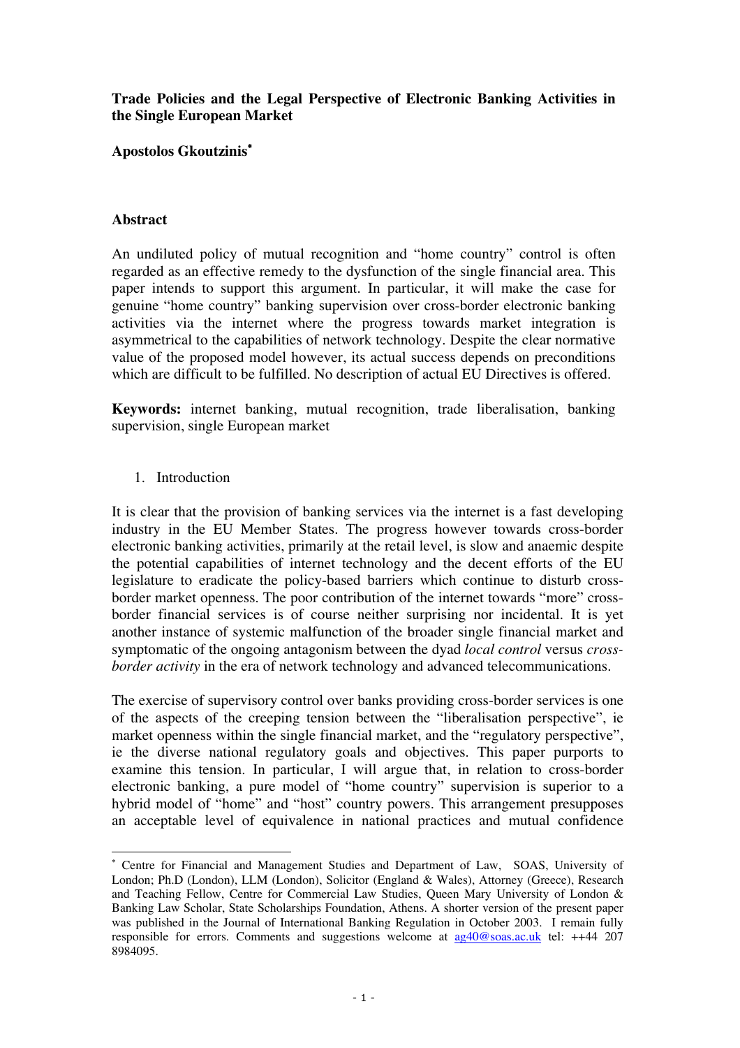**Trade Policies and the Legal Perspective of Electronic Banking Activities in the Single European Market**

**Apostolos Gkoutzinis***

## Abstract

An undiluted policy of mutual recognition and "home country" control is often regarded as an effective remedy to the dysfunction of the single financial area. This paper intends to support this argument. In particular, it will make the case for genuine "home country" banking supervision over cross-border electronic banking activities via the internet where the progress towards market integration is asymmetrical to the capabilities of network technology. Despite the clear normative value of the proposed model however, its actual success depends on preconditions which are difficult to be fulfilled. No description of actual EU Directives is offered.

**Keywords:** internet banking, mutual recognition, trade liberalisation, banking supervision, single European market

## 1. Introduction

It is clear that the provision of banking services via the internet is a fast developing industry in the EU Member States. The progress however towards cross-border electronic banking activities, primarily at the retail level, is slow and anaemic despite the potential capabilities of internet technology and the decent efforts of the EU legislature to eradicate the policy-based barriers which continue to disturb cross-border market openness. The poor contribution of the internet towards "more" cross-border financial services is of course neither surprising nor incidental. It is yet another instance of systemic malfunction of the broader single financial market and symptomatic of the ongoing antagonism between the dyad *local control* versus *cross-border activity* in the era of network technology and advanced telecommunications.

The exercise of supervisory control over banks providing cross-border services is one of the aspects of the creeping tension between the "liberalisation perspective", ie market openness within the single financial market, and the "regulatory perspective", ie the diverse national regulatory goals and objectives. This paper purports to examine this tension. In particular, I will argue that, in relation to cross-border electronic banking, a pure model of "home country" supervision is superior to a hybrid model of "home" and "host" country powers. This arrangement presupposes an acceptable level of equivalence in national practices and mutual confidence

---

* Centre for Financial and Management Studies and Department of Law, SOAS, University of London; Ph.D (London), LLM (London), Solicitor (England & Wales), Attorney (Greece), Research and Teaching Fellow, Centre for Commercial Law Studies, Queen Mary University of London & Banking Law Scholar, State Scholarships Foundation, Athens. A shorter version of the present paper was published in the Journal of International Banking Regulation in October 2003. I remain fully responsible for errors. Comments and suggestions welcome at ag40@soas.ac.uk tel: ++44 207 8984095.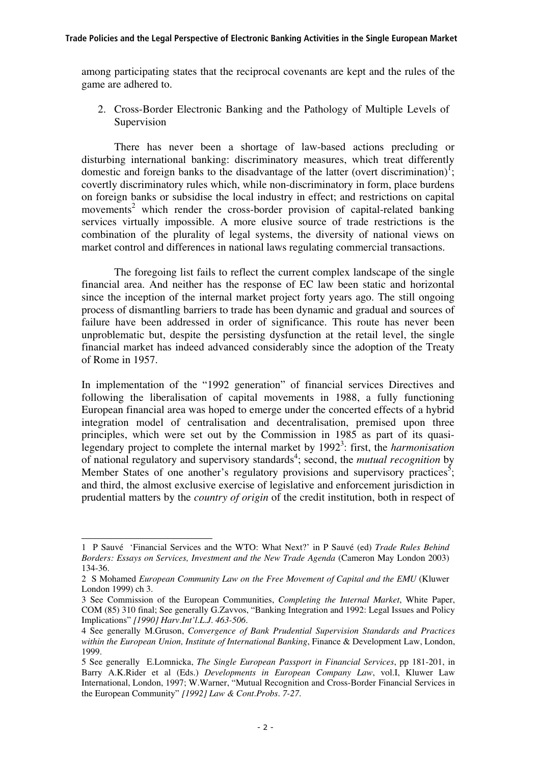among participating states that the reciprocal covenants are kept and the rules of the game are adhered to.

2. Cross-Border Electronic Banking and the Pathology of Multiple Levels of Supervision

There has never been a shortage of law-based actions precluding or disturbing international banking: discriminatory measures, which treat differently domestic and foreign banks to the disadvantage of the latter (overt discrimination)[1]; covertly discriminatory rules which, while non-discriminatory in form, place burdens on foreign banks or subsidise the local industry in effect; and restrictions on capital movements[2] which render the cross-border provision of capital-related banking services virtually impossible. A more elusive source of trade restrictions is the combination of the plurality of legal systems, the diversity of national views on market control and differences in national laws regulating commercial transactions.

The foregoing list fails to reflect the current complex landscape of the single financial area. And neither has the response of EC law been static and horizontal since the inception of the internal market project forty years ago. The still ongoing process of dismantling barriers to trade has been dynamic and gradual and sources of failure have been addressed in order of significance. This route has never been unproblematic but, despite the persisting dysfunction at the retail level, the single financial market has indeed advanced considerably since the adoption of the Treaty of Rome in 1957.

In implementation of the "1992 generation" of financial services Directives and following the liberalisation of capital movements in 1988, a fully functioning European financial area was hoped to emerge under the concerted effects of a hybrid integration model of centralisation and decentralisation, premised upon three principles, which were set out by the Commission in 1985 as part of its quasi-legendary project to complete the internal market by 1992[3]: first, the *harmonisation* of national regulatory and supervisory standards[4]; second, the *mutual recognition* by Member States of one another's regulatory provisions and supervisory practices[5]; and third, the almost exclusive exercise of legislative and enforcement jurisdiction in prudential matters by the *country of origin* of the credit institution, both in respect of

---

1 P Sauvé 'Financial Services and the WTO: What Next?' in P Sauvé (ed) *Trade Rules Behind Borders: Essays on Services, Investment and the New Trade Agenda* (Cameron May London 2003) 134-36.

2 S Mohamed *European Community Law on the Free Movement of Capital and the EMU* (Kluwer London 1999) ch 3.

3 See Commission of the European Communities, *Completing the Internal Market*, White Paper, COM (85) 310 final; See generally G.Zavvos, "Banking Integration and 1992: Legal Issues and Policy Implications" *[1990] Harv.Int'l.L.J. 463-506*.

4 See generally M.Gruson, *Convergence of Bank Prudential Supervision Standards and Practices within the European Union, Institute of International Banking*, Finance & Development Law, London, 1999.

5 See generally E.Lomnicka, *The Single European Passport in Financial Services*, pp 181-201, in Barry A.K.Rider et al (Eds.) *Developments in European Company Law*, vol.I, Kluwer Law International, London, 1997; W.Warner, "Mutual Recognition and Cross-Border Financial Services in the European Community" *[1992] Law & Cont.Probs. 7-27.*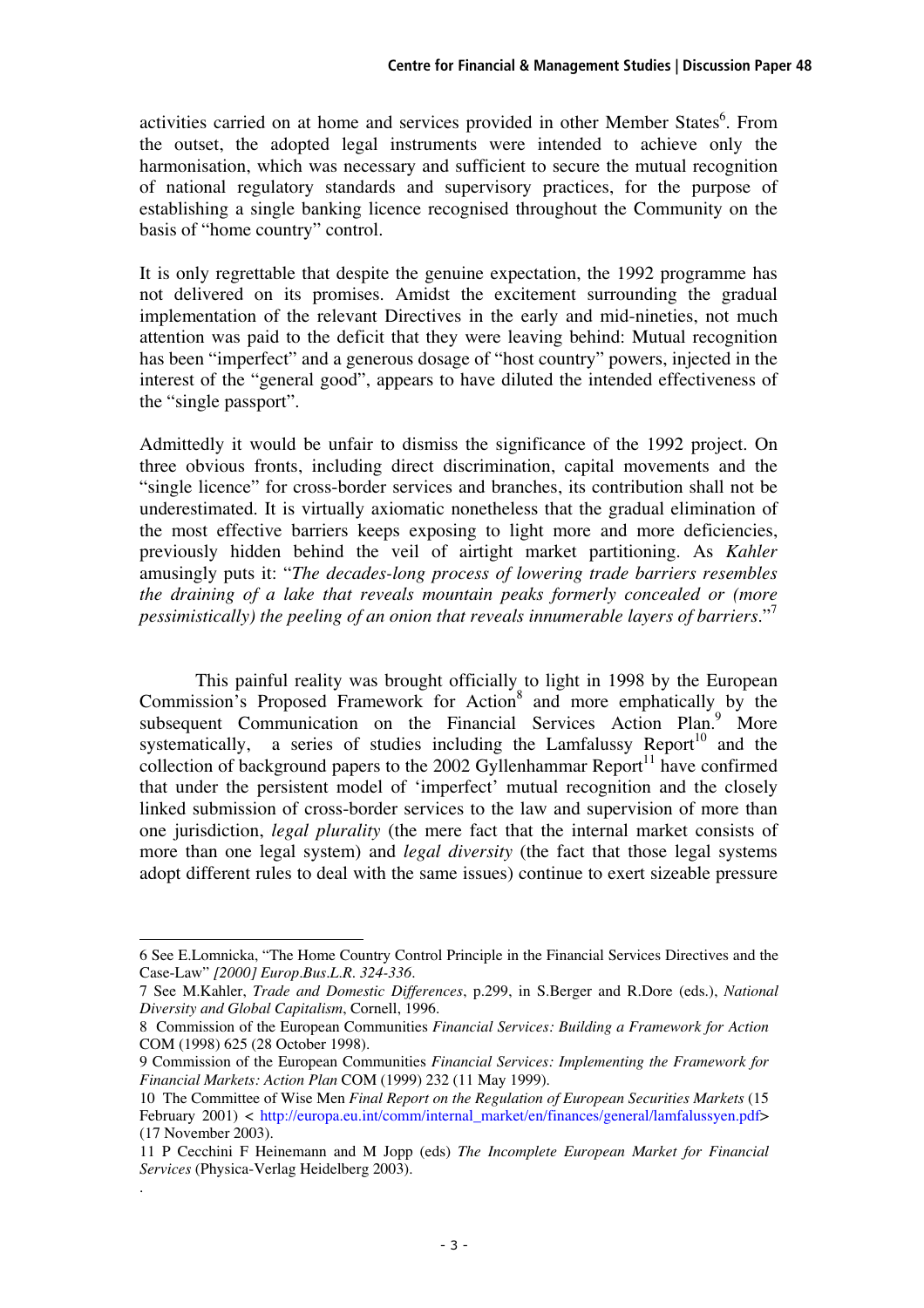activities carried on at home and services provided in other Member States[6]. From the outset, the adopted legal instruments were intended to achieve only the harmonisation, which was necessary and sufficient to secure the mutual recognition of national regulatory standards and supervisory practices, for the purpose of establishing a single banking licence recognised throughout the Community on the basis of "home country" control.

It is only regrettable that despite the genuine expectation, the 1992 programme has not delivered on its promises. Amidst the excitement surrounding the gradual implementation of the relevant Directives in the early and mid-nineties, not much attention was paid to the deficit that they were leaving behind: Mutual recognition has been "imperfect" and a generous dosage of "host country" powers, injected in the interest of the "general good", appears to have diluted the intended effectiveness of the "single passport".

Admittedly it would be unfair to dismiss the significance of the 1992 project. On three obvious fronts, including direct discrimination, capital movements and the "single licence" for cross-border services and branches, its contribution shall not be underestimated. It is virtually axiomatic nonetheless that the gradual elimination of the most effective barriers keeps exposing to light more and more deficiencies, previously hidden behind the veil of airtight market partitioning. As *Kahler* amusingly puts it: "*The decades-long process of lowering trade barriers resembles the draining of a lake that reveals mountain peaks formerly concealed or (more pessimistically) the peeling of an onion that reveals innumerable layers of barriers*."[7]

This painful reality was brought officially to light in 1998 by the European Commission's Proposed Framework for Action[8] and more emphatically by the subsequent Communication on the Financial Services Action Plan.[9] More systematically, a series of studies including the Lamfalussy Report[10] and the collection of background papers to the 2002 Gyllenhammar Report[11] have confirmed that under the persistent model of 'imperfect' mutual recognition and the closely linked submission of cross-border services to the law and supervision of more than one jurisdiction, *legal plurality* (the mere fact that the internal market consists of more than one legal system) and *legal diversity* (the fact that those legal systems adopt different rules to deal with the same issues) continue to exert sizeable pressure

---

6 See E.Lomnicka, "The Home Country Control Principle in the Financial Services Directives and the Case-Law" *[2000] Europ.Bus.L.R. 324-336*.

7 See M.Kahler, *Trade and Domestic Differences*, p.299, in S.Berger and R.Dore (eds.), *National Diversity and Global Capitalism*, Cornell, 1996.

8 Commission of the European Communities *Financial Services: Building a Framework for Action* COM (1998) 625 (28 October 1998).

9 Commission of the European Communities *Financial Services: Implementing the Framework for Financial Markets: Action Plan* COM (1999) 232 (11 May 1999).

10 The Committee of Wise Men *Final Report on the Regulation of European Securities Markets* (15 February 2001) < http://europa.eu.int/comm/internal_market/en/finances/general/lamfalussyen.pdf> (17 November 2003).

11 P Cecchini F Heinemann and M Jopp (eds) *The Incomplete European Market for Financial Services* (Physica-Verlag Heidelberg 2003).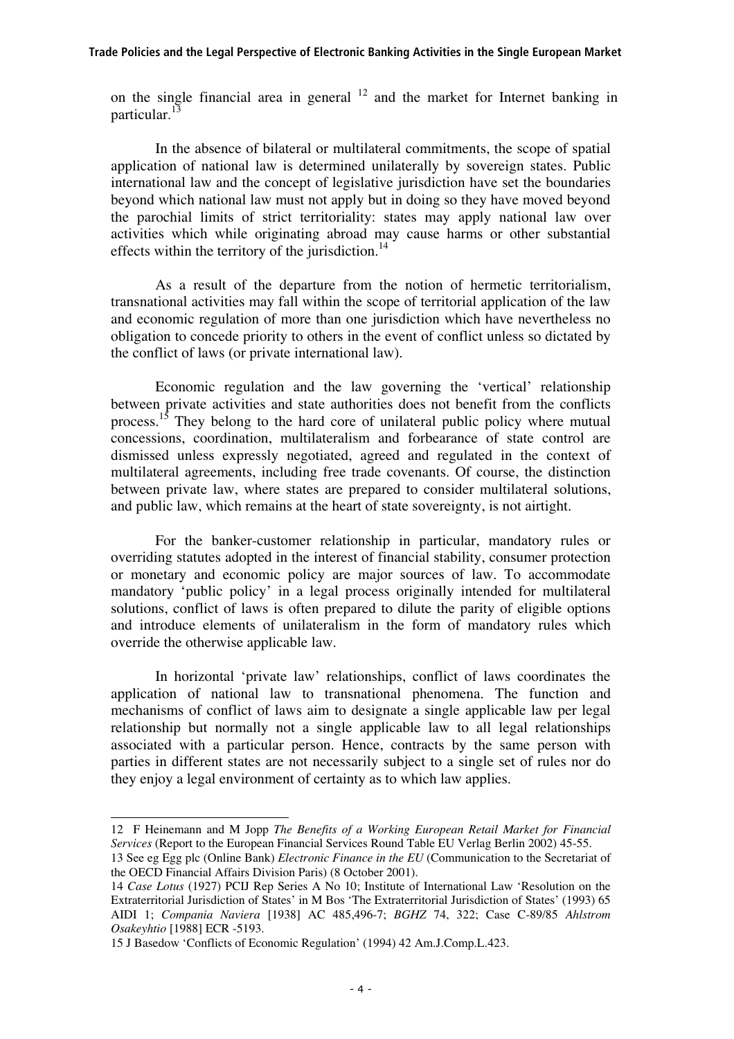on the single financial area in general [12] and the market for Internet banking in particular.[13]

In the absence of bilateral or multilateral commitments, the scope of spatial application of national law is determined unilaterally by sovereign states. Public international law and the concept of legislative jurisdiction have set the boundaries beyond which national law must not apply but in doing so they have moved beyond the parochial limits of strict territoriality: states may apply national law over activities which while originating abroad may cause harms or other substantial effects within the territory of the jurisdiction.[14]

As a result of the departure from the notion of hermetic territorialism, transnational activities may fall within the scope of territorial application of the law and economic regulation of more than one jurisdiction which have nevertheless no obligation to concede priority to others in the event of conflict unless so dictated by the conflict of laws (or private international law).

Economic regulation and the law governing the 'vertical' relationship between private activities and state authorities does not benefit from the conflicts process.[15] They belong to the hard core of unilateral public policy where mutual concessions, coordination, multilateralism and forbearance of state control are dismissed unless expressly negotiated, agreed and regulated in the context of multilateral agreements, including free trade covenants. Of course, the distinction between private law, where states are prepared to consider multilateral solutions, and public law, which remains at the heart of state sovereignty, is not airtight.

For the banker-customer relationship in particular, mandatory rules or overriding statutes adopted in the interest of financial stability, consumer protection or monetary and economic policy are major sources of law. To accommodate mandatory 'public policy' in a legal process originally intended for multilateral solutions, conflict of laws is often prepared to dilute the parity of eligible options and introduce elements of unilateralism in the form of mandatory rules which override the otherwise applicable law.

In horizontal 'private law' relationships, conflict of laws coordinates the application of national law to transnational phenomena. The function and mechanisms of conflict of laws aim to designate a single applicable law per legal relationship but normally not a single applicable law to all legal relationships associated with a particular person. Hence, contracts by the same person with parties in different states are not necessarily subject to a single set of rules nor do they enjoy a legal environment of certainty as to which law applies.

---

12 F Heinemann and M Jopp *The Benefits of a Working European Retail Market for Financial Services* (Report to the European Financial Services Round Table EU Verlag Berlin 2002) 45-55.

13 See eg Egg plc (Online Bank) *Electronic Finance in the EU* (Communication to the Secretariat of the OECD Financial Affairs Division Paris) (8 October 2001).

14 *Case Lotus* (1927) PCIJ Rep Series A No 10; Institute of International Law 'Resolution on the Extraterritorial Jurisdiction of States' in M Bos 'The Extraterritorial Jurisdiction of States' (1993) 65 AIDI 1; *Compania Naviera* [1938] AC 485,496-7; *BGHZ* 74, 322; Case C-89/85 *Ahlstrom Osakeyhtio* [1988] ECR -5193.

15 J Basedow 'Conflicts of Economic Regulation' (1994) 42 Am.J.Comp.L.423.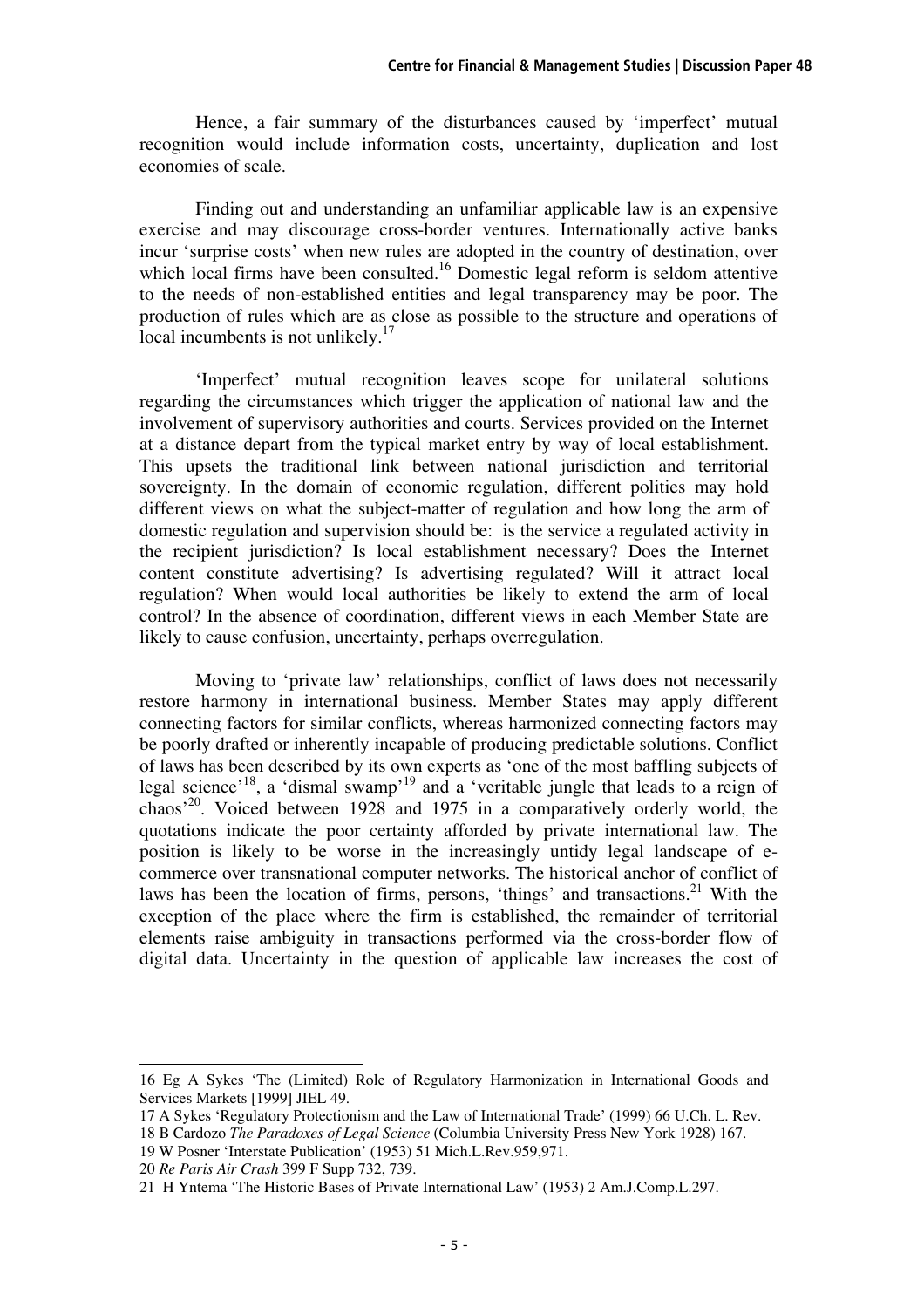Hence, a fair summary of the disturbances caused by 'imperfect' mutual recognition would include information costs, uncertainty, duplication and lost economies of scale.

Finding out and understanding an unfamiliar applicable law is an expensive exercise and may discourage cross-border ventures. Internationally active banks incur 'surprise costs' when new rules are adopted in the country of destination, over which local firms have been consulted.[16] Domestic legal reform is seldom attentive to the needs of non-established entities and legal transparency may be poor. The production of rules which are as close as possible to the structure and operations of local incumbents is not unlikely.[17]

'Imperfect' mutual recognition leaves scope for unilateral solutions regarding the circumstances which trigger the application of national law and the involvement of supervisory authorities and courts. Services provided on the Internet at a distance depart from the typical market entry by way of local establishment. This upsets the traditional link between national jurisdiction and territorial sovereignty. In the domain of economic regulation, different polities may hold different views on what the subject-matter of regulation and how long the arm of domestic regulation and supervision should be: is the service a regulated activity in the recipient jurisdiction? Is local establishment necessary? Does the Internet content constitute advertising? Is advertising regulated? Will it attract local regulation? When would local authorities be likely to extend the arm of local control? In the absence of coordination, different views in each Member State are likely to cause confusion, uncertainty, perhaps overregulation.

Moving to 'private law' relationships, conflict of laws does not necessarily restore harmony in international business. Member States may apply different connecting factors for similar conflicts, whereas harmonized connecting factors may be poorly drafted or inherently incapable of producing predictable solutions. Conflict of laws has been described by its own experts as 'one of the most baffling subjects of legal science'[18], a 'dismal swamp'[19] and a 'veritable jungle that leads to a reign of chaos'[20]. Voiced between 1928 and 1975 in a comparatively orderly world, the quotations indicate the poor certainty afforded by private international law. The position is likely to be worse in the increasingly untidy legal landscape of e-commerce over transnational computer networks. The historical anchor of conflict of laws has been the location of firms, persons, 'things' and transactions.[21] With the exception of the place where the firm is established, the remainder of territorial elements raise ambiguity in transactions performed via the cross-border flow of digital data. Uncertainty in the question of applicable law increases the cost of

---

16 Eg A Sykes 'The (Limited) Role of Regulatory Harmonization in International Goods and Services Markets [1999] JIEL 49.

17 A Sykes 'Regulatory Protectionism and the Law of International Trade' (1999) 66 U.Ch. L. Rev.

18 B Cardozo *The Paradoxes of Legal Science* (Columbia University Press New York 1928) 167.

19 W Posner 'Interstate Publication' (1953) 51 Mich.L.Rev.959,971.

20 *Re Paris Air Crash* 399 F Supp 732, 739.

21 H Yntema 'The Historic Bases of Private International Law' (1953) 2 Am.J.Comp.L.297.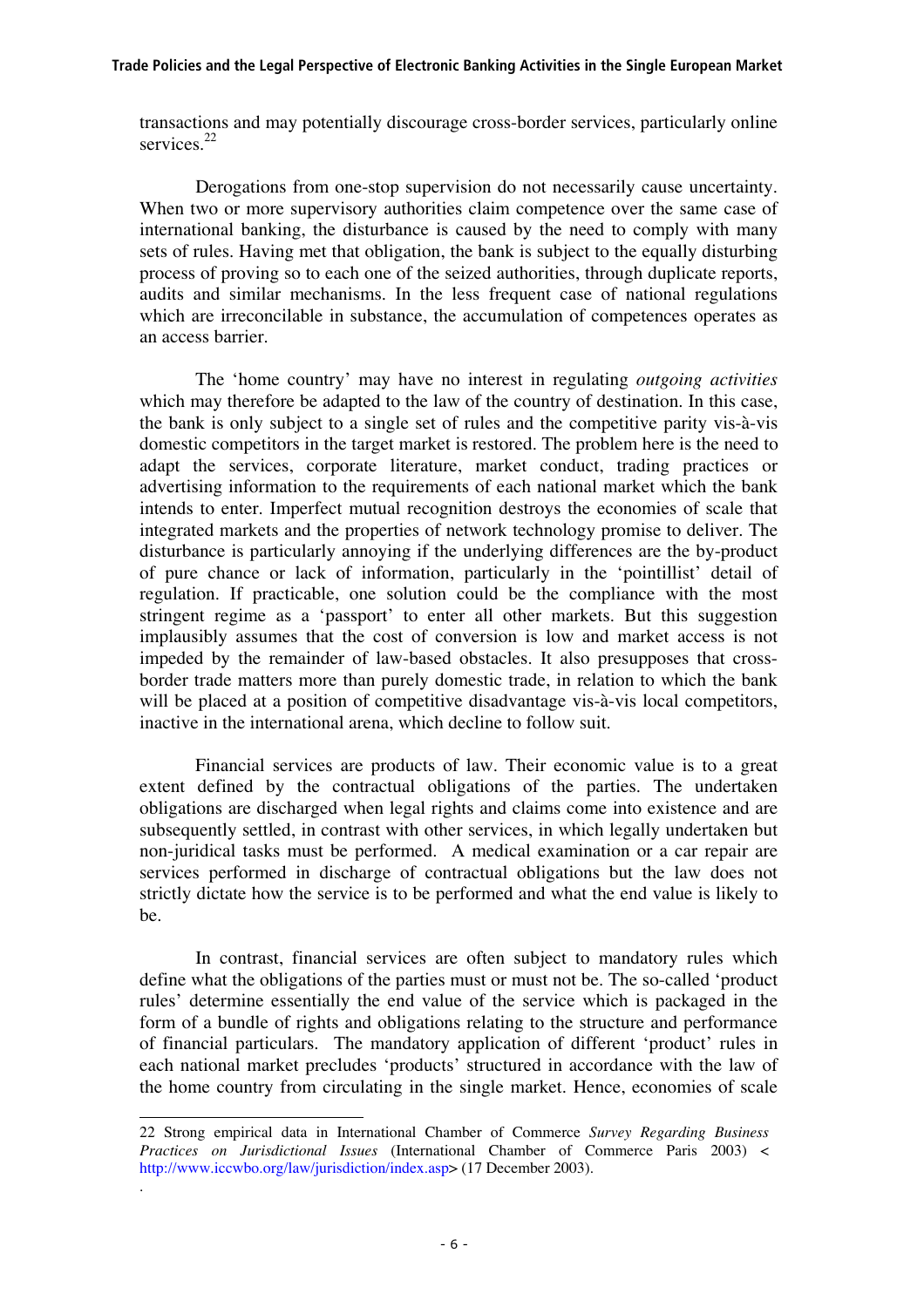transactions and may potentially discourage cross-border services, particularly online services.[22]

Derogations from one-stop supervision do not necessarily cause uncertainty. When two or more supervisory authorities claim competence over the same case of international banking, the disturbance is caused by the need to comply with many sets of rules. Having met that obligation, the bank is subject to the equally disturbing process of proving so to each one of the seized authorities, through duplicate reports, audits and similar mechanisms. In the less frequent case of national regulations which are irreconcilable in substance, the accumulation of competences operates as an access barrier.

The 'home country' may have no interest in regulating *outgoing activities* which may therefore be adapted to the law of the country of destination. In this case, the bank is only subject to a single set of rules and the competitive parity vis-à-vis domestic competitors in the target market is restored. The problem here is the need to adapt the services, corporate literature, market conduct, trading practices or advertising information to the requirements of each national market which the bank intends to enter. Imperfect mutual recognition destroys the economies of scale that integrated markets and the properties of network technology promise to deliver. The disturbance is particularly annoying if the underlying differences are the by-product of pure chance or lack of information, particularly in the 'pointillist' detail of regulation. If practicable, one solution could be the compliance with the most stringent regime as a 'passport' to enter all other markets. But this suggestion implausibly assumes that the cost of conversion is low and market access is not impeded by the remainder of law-based obstacles. It also presupposes that cross-border trade matters more than purely domestic trade, in relation to which the bank will be placed at a position of competitive disadvantage vis-à-vis local competitors, inactive in the international arena, which decline to follow suit.

Financial services are products of law. Their economic value is to a great extent defined by the contractual obligations of the parties. The undertaken obligations are discharged when legal rights and claims come into existence and are subsequently settled, in contrast with other services, in which legally undertaken but non-juridical tasks must be performed. A medical examination or a car repair are services performed in discharge of contractual obligations but the law does not strictly dictate how the service is to be performed and what the end value is likely to be.

In contrast, financial services are often subject to mandatory rules which define what the obligations of the parties must or must not be. The so-called 'product rules' determine essentially the end value of the service which is packaged in the form of a bundle of rights and obligations relating to the structure and performance of financial particulars. The mandatory application of different 'product' rules in each national market precludes 'products' structured in accordance with the law of the home country from circulating in the single market. Hence, economies of scale

---

22 Strong empirical data in International Chamber of Commerce *Survey Regarding Business Practices on Jurisdictional Issues* (International Chamber of Commerce Paris 2003) < http://www.iccwbo.org/law/jurisdiction/index.asp> (17 December 2003).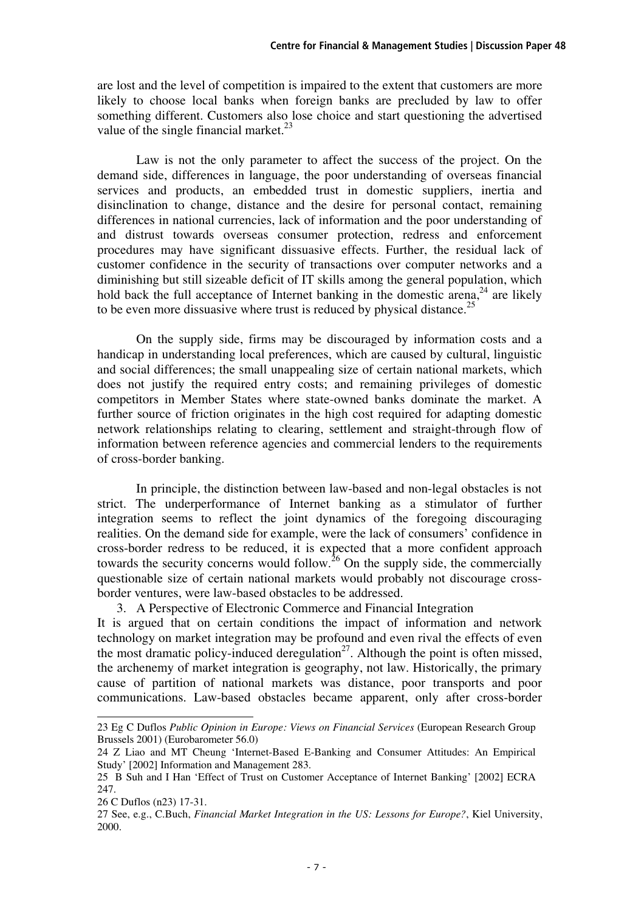are lost and the level of competition is impaired to the extent that customers are more likely to choose local banks when foreign banks are precluded by law to offer something different. Customers also lose choice and start questioning the advertised value of the single financial market.[23]

Law is not the only parameter to affect the success of the project. On the demand side, differences in language, the poor understanding of overseas financial services and products, an embedded trust in domestic suppliers, inertia and disinclination to change, distance and the desire for personal contact, remaining differences in national currencies, lack of information and the poor understanding of and distrust towards overseas consumer protection, redress and enforcement procedures may have significant dissuasive effects. Further, the residual lack of customer confidence in the security of transactions over computer networks and a diminishing but still sizeable deficit of IT skills among the general population, which hold back the full acceptance of Internet banking in the domestic arena,[24] are likely to be even more dissuasive where trust is reduced by physical distance.[25]

On the supply side, firms may be discouraged by information costs and a handicap in understanding local preferences, which are caused by cultural, linguistic and social differences; the small unappealing size of certain national markets, which does not justify the required entry costs; and remaining privileges of domestic competitors in Member States where state-owned banks dominate the market. A further source of friction originates in the high cost required for adapting domestic network relationships relating to clearing, settlement and straight-through flow of information between reference agencies and commercial lenders to the requirements of cross-border banking.

In principle, the distinction between law-based and non-legal obstacles is not strict. The underperformance of Internet banking as a stimulator of further integration seems to reflect the joint dynamics of the foregoing discouraging realities. On the demand side for example, were the lack of consumers' confidence in cross-border redress to be reduced, it is expected that a more confident approach towards the security concerns would follow.[26] On the supply side, the commercially questionable size of certain national markets would probably not discourage cross-border ventures, were law-based obstacles to be addressed.

## 3. A Perspective of Electronic Commerce and Financial Integration

It is argued that on certain conditions the impact of information and network technology on market integration may be profound and even rival the effects of even the most dramatic policy-induced deregulation[27]. Although the point is often missed, the archenemy of market integration is geography, not law. Historically, the primary cause of partition of national markets was distance, poor transports and poor communications. Law-based obstacles became apparent, only after cross-border

---

23 Eg C Duflos *Public Opinion in Europe: Views on Financial Services* (European Research Group Brussels 2001) (Eurobarometer 56.0)

24 Z Liao and MT Cheung 'Internet-Based E-Banking and Consumer Attitudes: An Empirical Study' [2002] Information and Management 283.

25 B Suh and I Han 'Effect of Trust on Customer Acceptance of Internet Banking' [2002] ECRA 247.

26 C Duflos (n23) 17-31.

27 See, e.g., C.Buch, *Financial Market Integration in the US: Lessons for Europe?*, Kiel University, 2000.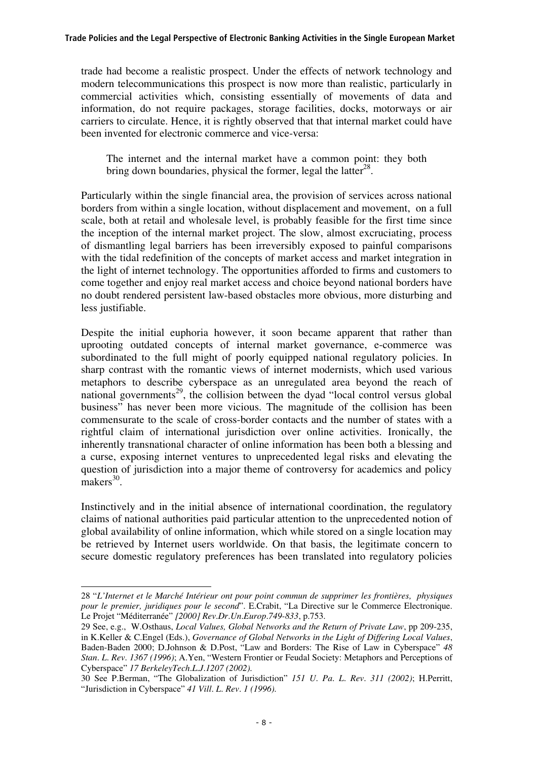trade had become a realistic prospect. Under the effects of network technology and modern telecommunications this prospect is now more than realistic, particularly in commercial activities which, consisting essentially of movements of data and information, do not require packages, storage facilities, docks, motorways or air carriers to circulate. Hence, it is rightly observed that that internal market could have been invented for electronic commerce and vice-versa:

> The internet and the internal market have a common point: they both bring down boundaries, physical the former, legal the latter[28].

Particularly within the single financial area, the provision of services across national borders from within a single location, without displacement and movement, on a full scale, both at retail and wholesale level, is probably feasible for the first time since the inception of the internal market project. The slow, almost excruciating, process of dismantling legal barriers has been irreversibly exposed to painful comparisons with the tidal redefinition of the concepts of market access and market integration in the light of internet technology. The opportunities afforded to firms and customers to come together and enjoy real market access and choice beyond national borders have no doubt rendered persistent law-based obstacles more obvious, more disturbing and less justifiable.

Despite the initial euphoria however, it soon became apparent that rather than uprooting outdated concepts of internal market governance, e-commerce was subordinated to the full might of poorly equipped national regulatory policies. In sharp contrast with the romantic views of internet modernists, which used various metaphors to describe cyberspace as an unregulated area beyond the reach of national governments[29], the collision between the dyad "local control versus global business" has never been more vicious. The magnitude of the collision has been commensurate to the scale of cross-border contacts and the number of states with a rightful claim of international jurisdiction over online activities. Ironically, the inherently transnational character of online information has been both a blessing and a curse, exposing internet ventures to unprecedented legal risks and elevating the question of jurisdiction into a major theme of controversy for academics and policy makers[30].

Instinctively and in the initial absence of international coordination, the regulatory claims of national authorities paid particular attention to the unprecedented notion of global availability of online information, which while stored on a single location may be retrieved by Internet users worldwide. On that basis, the legitimate concern to secure domestic regulatory preferences has been translated into regulatory policies

---

28 "*L'Internet et le Marché Intérieur ont pour point commun de supprimer les frontières, physiques pour le premier, juridiques pour le second*". E.Crabit, "La Directive sur le Commerce Electronique. Le Projet "Méditerranée" *[2000] Rev.Dr.Un.Europ.749-833*, p.753.

29 See, e.g., W.Osthaus, *Local Values, Global Networks and the Return of Private Law*, pp 209-235, in K.Keller & C.Engel (Eds.), *Governance of Global Networks in the Light of Differing Local Values*, Baden-Baden 2000; D.Johnson & D.Post, "Law and Borders: The Rise of Law in Cyberspace" *48 Stan. L. Rev. 1367 (1996)*; A.Yen, "Western Frontier or Feudal Society: Metaphors and Perceptions of Cyberspace" *17 BerkeleyTech.L.J.1207 (2002).*

30 See P.Berman, "The Globalization of Jurisdiction" *151 U. Pa. L. Rev. 311 (2002)*; H.Perritt, "Jurisdiction in Cyberspace" *41 Vill. L. Rev. 1 (1996).*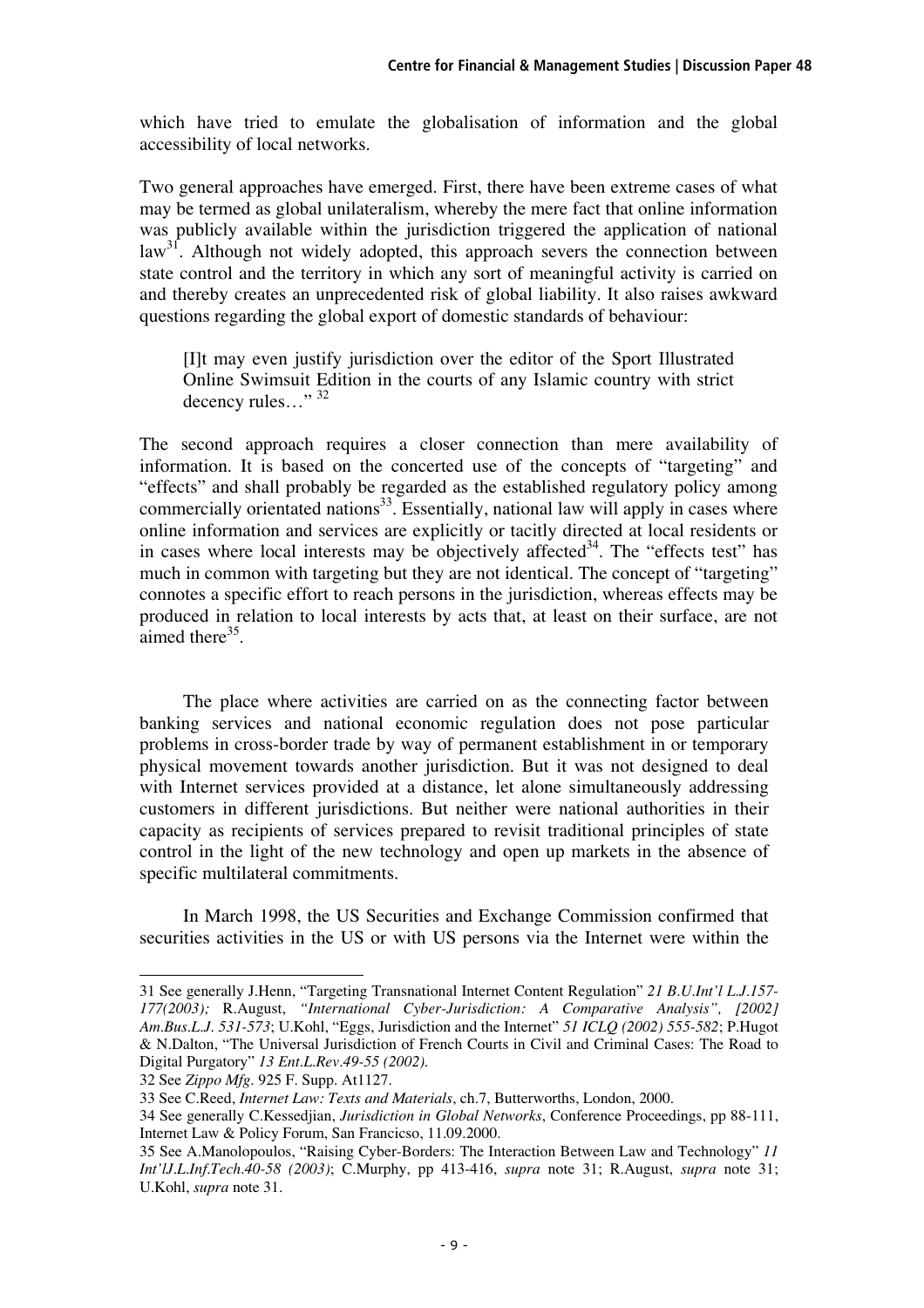which have tried to emulate the globalisation of information and the global accessibility of local networks.

Two general approaches have emerged. First, there have been extreme cases of what may be termed as global unilateralism, whereby the mere fact that online information was publicly available within the jurisdiction triggered the application of national law[31]. Although not widely adopted, this approach severs the connection between state control and the territory in which any sort of meaningful activity is carried on and thereby creates an unprecedented risk of global liability. It also raises awkward questions regarding the global export of domestic standards of behaviour:

> [I]t may even justify jurisdiction over the editor of the Sport Illustrated Online Swimsuit Edition in the courts of any Islamic country with strict decency rules…" [32]

The second approach requires a closer connection than mere availability of information. It is based on the concerted use of the concepts of "targeting" and "effects" and shall probably be regarded as the established regulatory policy among commercially orientated nations[33]. Essentially, national law will apply in cases where online information and services are explicitly or tacitly directed at local residents or in cases where local interests may be objectively affected[34]. The "effects test" has much in common with targeting but they are not identical. The concept of "targeting" connotes a specific effort to reach persons in the jurisdiction, whereas effects may be produced in relation to local interests by acts that, at least on their surface, are not aimed there[35].

The place where activities are carried on as the connecting factor between banking services and national economic regulation does not pose particular problems in cross-border trade by way of permanent establishment in or temporary physical movement towards another jurisdiction. But it was not designed to deal with Internet services provided at a distance, let alone simultaneously addressing customers in different jurisdictions. But neither were national authorities in their capacity as recipients of services prepared to revisit traditional principles of state control in the light of the new technology and open up markets in the absence of specific multilateral commitments.

In March 1998, the US Securities and Exchange Commission confirmed that securities activities in the US or with US persons via the Internet were within the

---

31 See generally J.Henn, "Targeting Transnational Internet Content Regulation" *21 B.U.Int'l L.J.157-177(2003);* R.August, *"International Cyber-Jurisdiction: A Comparative Analysis", [2002] Am.Bus.L.J. 531-573*; U.Kohl, "Eggs, Jurisdiction and the Internet" *51 ICLQ (2002) 555-582*; P.Hugot & N.Dalton, "The Universal Jurisdiction of French Courts in Civil and Criminal Cases: The Road to Digital Purgatory" *13 Ent.L.Rev.49-55 (2002).*

32 See *Zippo Mfg*. 925 F. Supp. At1127.

33 See C.Reed, *Internet Law: Texts and Materials*, ch.7, Butterworths, London, 2000.

34 See generally C.Kessedjian, *Jurisdiction in Global Networks*, Conference Proceedings, pp 88-111, Internet Law & Policy Forum, San Francicso, 11.09.2000.

35 See A.Manolopoulos, "Raising Cyber-Borders: The Interaction Between Law and Technology" *11 Int'lJ.L.Inf.Tech.40-58 (2003)*; C.Murphy, pp 413-416, *supra* note 31; R.August, *supra* note 31; U.Kohl, *supra* note 31.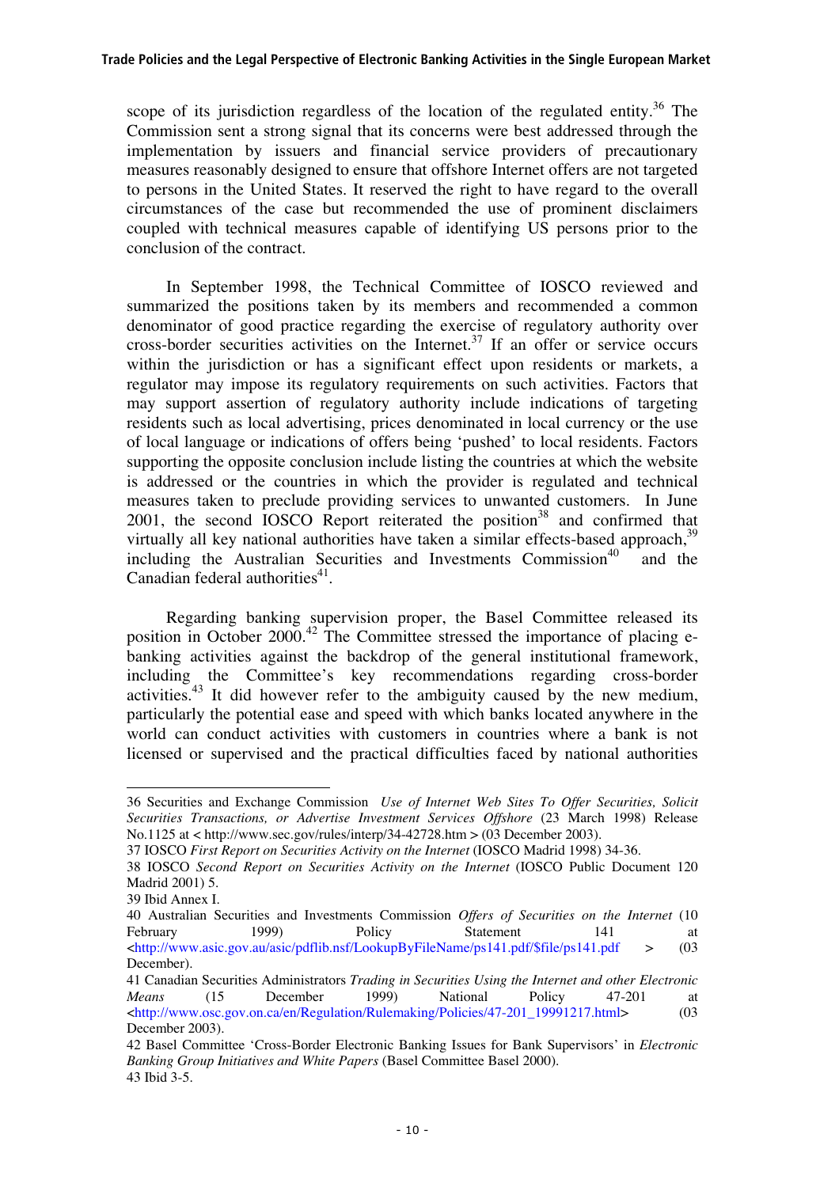scope of its jurisdiction regardless of the location of the regulated entity.[36] The Commission sent a strong signal that its concerns were best addressed through the implementation by issuers and financial service providers of precautionary measures reasonably designed to ensure that offshore Internet offers are not targeted to persons in the United States. It reserved the right to have regard to the overall circumstances of the case but recommended the use of prominent disclaimers coupled with technical measures capable of identifying US persons prior to the conclusion of the contract.

In September 1998, the Technical Committee of IOSCO reviewed and summarized the positions taken by its members and recommended a common denominator of good practice regarding the exercise of regulatory authority over cross-border securities activities on the Internet.[37] If an offer or service occurs within the jurisdiction or has a significant effect upon residents or markets, a regulator may impose its regulatory requirements on such activities. Factors that may support assertion of regulatory authority include indications of targeting residents such as local advertising, prices denominated in local currency or the use of local language or indications of offers being 'pushed' to local residents. Factors supporting the opposite conclusion include listing the countries at which the website is addressed or the countries in which the provider is regulated and technical measures taken to preclude providing services to unwanted customers. In June 2001, the second IOSCO Report reiterated the position[38] and confirmed that virtually all key national authorities have taken a similar effects-based approach,[39] including the Australian Securities and Investments Commission[40] and the Canadian federal authorities[41].

Regarding banking supervision proper, the Basel Committee released its position in October 2000.[42] The Committee stressed the importance of placing e-banking activities against the backdrop of the general institutional framework, including the Committee's key recommendations regarding cross-border activities.[43] It did however refer to the ambiguity caused by the new medium, particularly the potential ease and speed with which banks located anywhere in the world can conduct activities with customers in countries where a bank is not licensed or supervised and the practical difficulties faced by national authorities

---

36 Securities and Exchange Commission *Use of Internet Web Sites To Offer Securities, Solicit Securities Transactions, or Advertise Investment Services Offshore* (23 March 1998) Release No.1125 at < http://www.sec.gov/rules/interp/34-42728.htm > (03 December 2003).

37 IOSCO *First Report on Securities Activity on the Internet* (IOSCO Madrid 1998) 34-36.

38 IOSCO *Second Report on Securities Activity on the Internet* (IOSCO Public Document 120 Madrid 2001) 5.

39 Ibid Annex I.

40 Australian Securities and Investments Commission *Offers of Securities on the Internet* (10 February 1999) Policy Statement 141 at <http://www.asic.gov.au/asic/pdflib.nsf/LookupByFileName/ps141.pdf/$file/ps141.pdf > (03 December).

41 Canadian Securities Administrators *Trading in Securities Using the Internet and other Electronic Means* (15 December 1999) National Policy 47-201 at <http://www.osc.gov.on.ca/en/Regulation/Rulemaking/Policies/47-201_19991217.html> (03 December 2003).

42 Basel Committee 'Cross-Border Electronic Banking Issues for Bank Supervisors' in *Electronic Banking Group Initiatives and White Papers* (Basel Committee Basel 2000).

43 Ibid 3-5.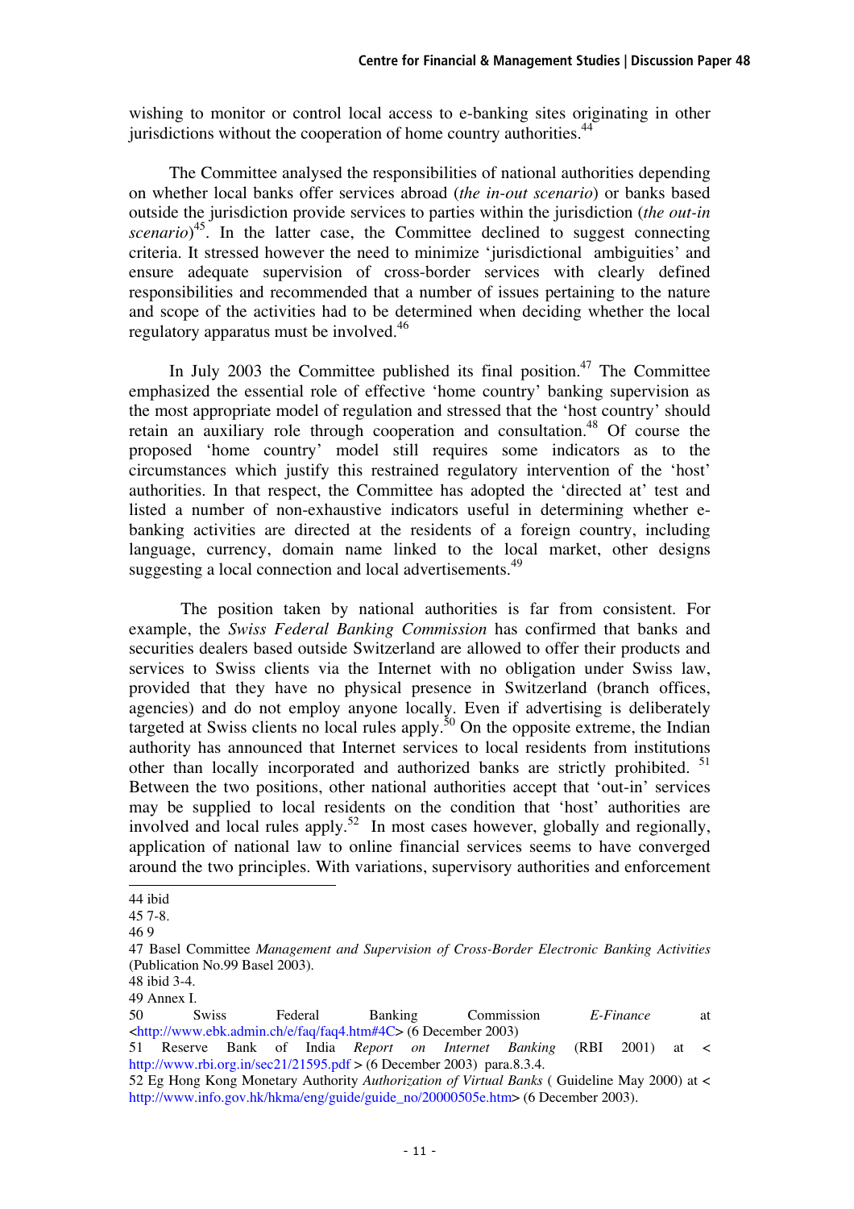wishing to monitor or control local access to e-banking sites originating in other jurisdictions without the cooperation of home country authorities.[44]

The Committee analysed the responsibilities of national authorities depending on whether local banks offer services abroad (*the in-out scenario*) or banks based outside the jurisdiction provide services to parties within the jurisdiction (*the out-in scenario*)[45]. In the latter case, the Committee declined to suggest connecting criteria. It stressed however the need to minimize 'jurisdictional ambiguities' and ensure adequate supervision of cross-border services with clearly defined responsibilities and recommended that a number of issues pertaining to the nature and scope of the activities had to be determined when deciding whether the local regulatory apparatus must be involved.[46]

In July 2003 the Committee published its final position.[47] The Committee emphasized the essential role of effective 'home country' banking supervision as the most appropriate model of regulation and stressed that the 'host country' should retain an auxiliary role through cooperation and consultation.[48] Of course the proposed 'home country' model still requires some indicators as to the circumstances which justify this restrained regulatory intervention of the 'host' authorities. In that respect, the Committee has adopted the 'directed at' test and listed a number of non-exhaustive indicators useful in determining whether e-banking activities are directed at the residents of a foreign country, including language, currency, domain name linked to the local market, other designs suggesting a local connection and local advertisements.[49]

The position taken by national authorities is far from consistent. For example, the *Swiss Federal Banking Commission* has confirmed that banks and securities dealers based outside Switzerland are allowed to offer their products and services to Swiss clients via the Internet with no obligation under Swiss law, provided that they have no physical presence in Switzerland (branch offices, agencies) and do not employ anyone locally. Even if advertising is deliberately targeted at Swiss clients no local rules apply.[50] On the opposite extreme, the Indian authority has announced that Internet services to local residents from institutions other than locally incorporated and authorized banks are strictly prohibited. [51] Between the two positions, other national authorities accept that 'out-in' services may be supplied to local residents on the condition that 'host' authorities are involved and local rules apply.[52] In most cases however, globally and regionally, application of national law to online financial services seems to have converged around the two principles. With variations, supervisory authorities and enforcement

---

44 ibid

45 7-8.

46 9

47 Basel Committee *Management and Supervision of Cross-Border Electronic Banking Activities* (Publication No.99 Basel 2003).

48 ibid 3-4.

49 Annex I.

50 Swiss Federal Banking Commission *E-Finance* at <http://www.ebk.admin.ch/e/faq/faq4.htm#4C> (6 December 2003)

51 Reserve Bank of India *Report on Internet Banking* (RBI 2001) at < http://www.rbi.org.in/sec21/21595.pdf > (6 December 2003) para.8.3.4.

52 Eg Hong Kong Monetary Authority *Authorization of Virtual Banks* ( Guideline May 2000) at < http://www.info.gov.hk/hkma/eng/guide/guide_no/20000505e.htm> (6 December 2003).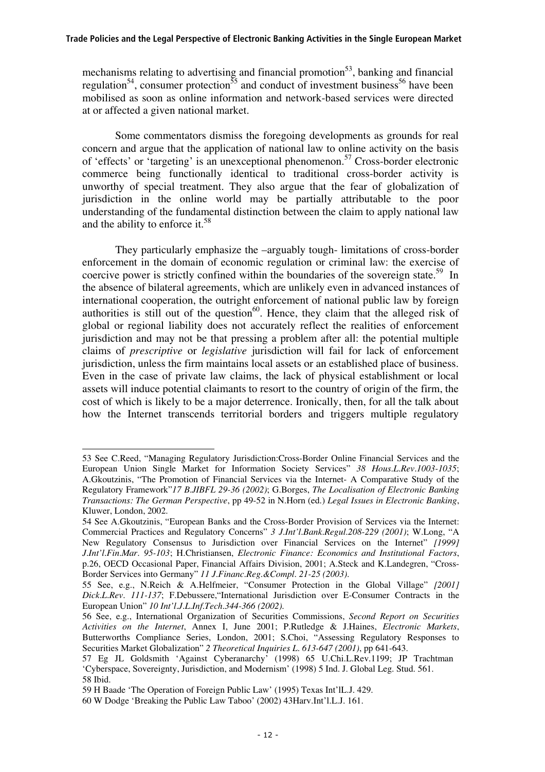mechanisms relating to advertising and financial promotion[53], banking and financial regulation[54], consumer protection[55] and conduct of investment business[56] have been mobilised as soon as online information and network-based services were directed at or affected a given national market.

Some commentators dismiss the foregoing developments as grounds for real concern and argue that the application of national law to online activity on the basis of 'effects' or 'targeting' is an unexceptional phenomenon.[57] Cross-border electronic commerce being functionally identical to traditional cross-border activity is unworthy of special treatment. They also argue that the fear of globalization of jurisdiction in the online world may be partially attributable to the poor understanding of the fundamental distinction between the claim to apply national law and the ability to enforce it.[58]

They particularly emphasize the –arguably tough- limitations of cross-border enforcement in the domain of economic regulation or criminal law: the exercise of coercive power is strictly confined within the boundaries of the sovereign state.[59] In the absence of bilateral agreements, which are unlikely even in advanced instances of international cooperation, the outright enforcement of national public law by foreign authorities is still out of the question[60]. Hence, they claim that the alleged risk of global or regional liability does not accurately reflect the realities of enforcement jurisdiction and may not be that pressing a problem after all: the potential multiple claims of *prescriptive* or *legislative* jurisdiction will fail for lack of enforcement jurisdiction, unless the firm maintains local assets or an established place of business. Even in the case of private law claims, the lack of physical establishment or local assets will induce potential claimants to resort to the country of origin of the firm, the cost of which is likely to be a major deterrence. Ironically, then, for all the talk about how the Internet transcends territorial borders and triggers multiple regulatory

---

53 See C.Reed, "Managing Regulatory Jurisdiction:Cross-Border Online Financial Services and the European Union Single Market for Information Society Services" *38 Hous.L.Rev.1003-1035*; A.Gkoutzinis, "The Promotion of Financial Services via the Internet- A Comparative Study of the Regulatory Framework"*17 B.JIBFL 29-36 (2002)*; G.Borges, *The Localisation of Electronic Banking Transactions: The German Perspective*, pp 49-52 in N.Horn (ed.) *Legal Issues in Electronic Banking*, Kluwer, London, 2002.

54 See A.Gkoutzinis, "European Banks and the Cross-Border Provision of Services via the Internet: Commercial Practices and Regulatory Concerns" *3 J.Int'l.Bank.Regul.208-229 (2001)*; W.Long, "A New Regulatory Consensus to Jurisdiction over Financial Services on the Internet" *[1999] J.Int'l.Fin.Mar. 95-103*; H.Christiansen, *Electronic Finance: Economics and Institutional Factors*, p.26, OECD Occasional Paper, Financial Affairs Division, 2001; A.Steck and K.Landegren, "Cross-Border Services into Germany" *11 J.Financ.Reg.&Compl. 21-25 (2003)*.

55 See, e.g., N.Reich & A.Helfmeier, "Consumer Protection in the Global Village" *[2001] Dick.L.Rev. 111-137*; F.Debussere,"International Jurisdiction over E-Consumer Contracts in the European Union" *10 Int'l.J.L.Inf.Tech.344-366 (2002).*

56 See, e.g., International Organization of Securities Commissions, *Second Report on Securities Activities on the Internet*, Annex I, June 2001; P.Rutledge & J.Haines, *Electronic Markets*, Butterworths Compliance Series, London, 2001; S.Choi, "Assessing Regulatory Responses to Securities Market Globalization" *2 Theoretical Inquiries L. 613-647 (2001)*, pp 641-643.

57 Eg JL Goldsmith 'Against Cyberanarchy' (1998) 65 U.Chi.L.Rev.1199; JP Trachtman 'Cyberspace, Sovereignty, Jurisdiction, and Modernism' (1998) 5 Ind. J. Global Leg. Stud. 561.

58 Ibid.

59 H Baade 'The Operation of Foreign Public Law' (1995) Texas Int'lL.J. 429.

60 W Dodge 'Breaking the Public Law Taboo' (2002) 43Harv.Int'l.L.J. 161.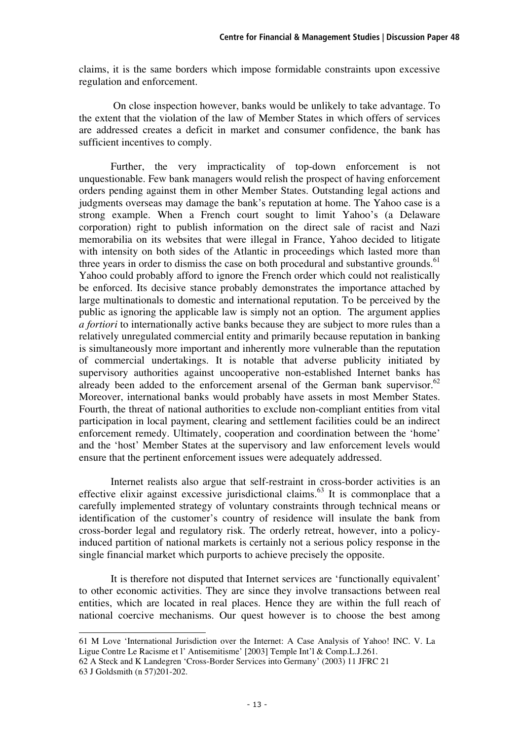claims, it is the same borders which impose formidable constraints upon excessive regulation and enforcement.

On close inspection however, banks would be unlikely to take advantage. To the extent that the violation of the law of Member States in which offers of services are addressed creates a deficit in market and consumer confidence, the bank has sufficient incentives to comply.

Further, the very impracticality of top-down enforcement is not unquestionable. Few bank managers would relish the prospect of having enforcement orders pending against them in other Member States. Outstanding legal actions and judgments overseas may damage the bank's reputation at home. The Yahoo case is a strong example. When a French court sought to limit Yahoo's (a Delaware corporation) right to publish information on the direct sale of racist and Nazi memorabilia on its websites that were illegal in France, Yahoo decided to litigate with intensity on both sides of the Atlantic in proceedings which lasted more than three years in order to dismiss the case on both procedural and substantive grounds.[61] Yahoo could probably afford to ignore the French order which could not realistically be enforced. Its decisive stance probably demonstrates the importance attached by large multinationals to domestic and international reputation. To be perceived by the public as ignoring the applicable law is simply not an option. The argument applies *a fortiori* to internationally active banks because they are subject to more rules than a relatively unregulated commercial entity and primarily because reputation in banking is simultaneously more important and inherently more vulnerable than the reputation of commercial undertakings. It is notable that adverse publicity initiated by supervisory authorities against uncooperative non-established Internet banks has already been added to the enforcement arsenal of the German bank supervisor.[62] Moreover, international banks would probably have assets in most Member States. Fourth, the threat of national authorities to exclude non-compliant entities from vital participation in local payment, clearing and settlement facilities could be an indirect enforcement remedy. Ultimately, cooperation and coordination between the 'home' and the 'host' Member States at the supervisory and law enforcement levels would ensure that the pertinent enforcement issues were adequately addressed.

Internet realists also argue that self-restraint in cross-border activities is an effective elixir against excessive jurisdictional claims.[63] It is commonplace that a carefully implemented strategy of voluntary constraints through technical means or identification of the customer's country of residence will insulate the bank from cross-border legal and regulatory risk. The orderly retreat, however, into a policy-induced partition of national markets is certainly not a serious policy response in the single financial market which purports to achieve precisely the opposite.

It is therefore not disputed that Internet services are 'functionally equivalent' to other economic activities. They are since they involve transactions between real entities, which are located in real places. Hence they are within the full reach of national coercive mechanisms. Our quest however is to choose the best among

---

61 M Love 'International Jurisdiction over the Internet: A Case Analysis of Yahoo! INC. V. La Ligue Contre Le Racisme et l' Antisemitisme' [2003] Temple Int'l & Comp.L.J.261.

62 A Steck and K Landegren 'Cross-Border Services into Germany' (2003) 11 JFRC 21

63 J Goldsmith (n 57)201-202.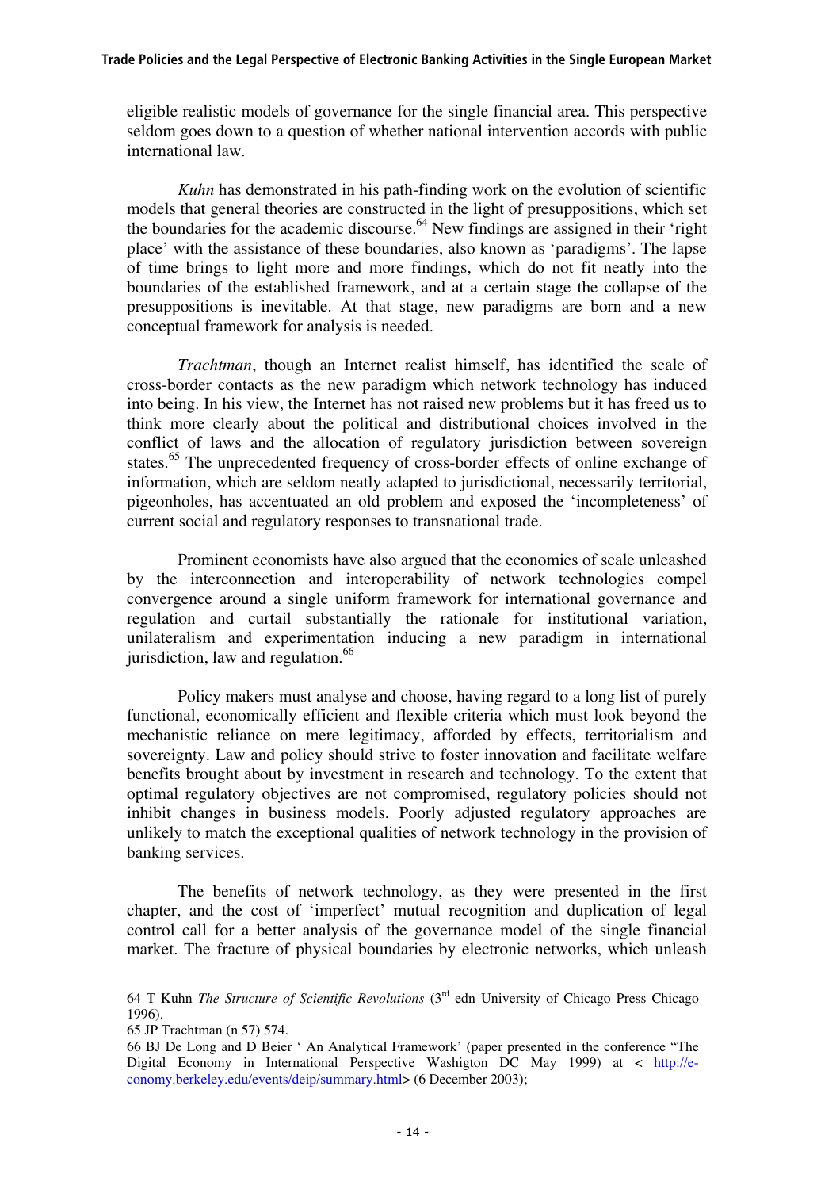eligible realistic models of governance for the single financial area. This perspective seldom goes down to a question of whether national intervention accords with public international law.

*Kuhn* has demonstrated in his path-finding work on the evolution of scientific models that general theories are constructed in the light of presuppositions, which set the boundaries for the academic discourse.[64] New findings are assigned in their 'right place' with the assistance of these boundaries, also known as 'paradigms'. The lapse of time brings to light more and more findings, which do not fit neatly into the boundaries of the established framework, and at a certain stage the collapse of the presuppositions is inevitable. At that stage, new paradigms are born and a new conceptual framework for analysis is needed.

*Trachtman*, though an Internet realist himself, has identified the scale of cross-border contacts as the new paradigm which network technology has induced into being. In his view, the Internet has not raised new problems but it has freed us to think more clearly about the political and distributional choices involved in the conflict of laws and the allocation of regulatory jurisdiction between sovereign states.[65] The unprecedented frequency of cross-border effects of online exchange of information, which are seldom neatly adapted to jurisdictional, necessarily territorial, pigeonholes, has accentuated an old problem and exposed the 'incompleteness' of current social and regulatory responses to transnational trade.

Prominent economists have also argued that the economies of scale unleashed by the interconnection and interoperability of network technologies compel convergence around a single uniform framework for international governance and regulation and curtail substantially the rationale for institutional variation, unilateralism and experimentation inducing a new paradigm in international jurisdiction, law and regulation.[66]

Policy makers must analyse and choose, having regard to a long list of purely functional, economically efficient and flexible criteria which must look beyond the mechanistic reliance on mere legitimacy, afforded by effects, territorialism and sovereignty. Law and policy should strive to foster innovation and facilitate welfare benefits brought about by investment in research and technology. To the extent that optimal regulatory objectives are not compromised, regulatory policies should not inhibit changes in business models. Poorly adjusted regulatory approaches are unlikely to match the exceptional qualities of network technology in the provision of banking services.

The benefits of network technology, as they were presented in the first chapter, and the cost of 'imperfect' mutual recognition and duplication of legal control call for a better analysis of the governance model of the single financial market. The fracture of physical boundaries by electronic networks, which unleash

---

64 T Kuhn *The Structure of Scientific Revolutions* (3rd edn University of Chicago Press Chicago 1996).

65 JP Trachtman (n 57) 574.

66 BJ De Long and D Beier ' An Analytical Framework' (paper presented in the conference "The Digital Economy in International Perspective Washigton DC May 1999) at < http://e-conomy.berkeley.edu/events/deip/summary.html> (6 December 2003);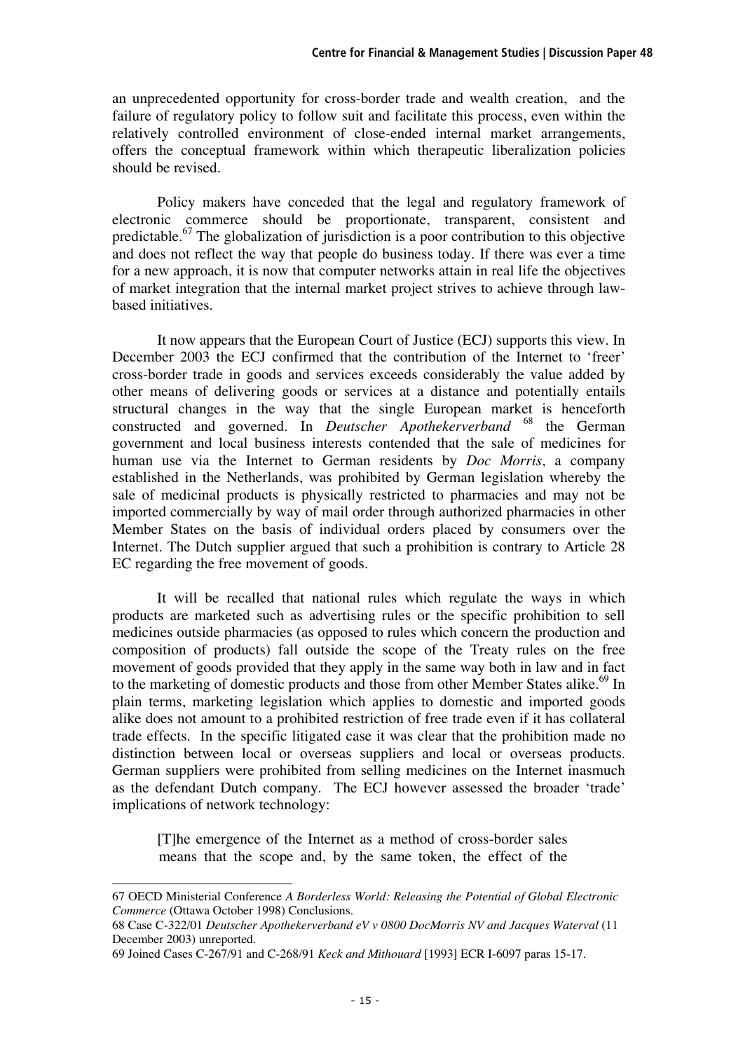an unprecedented opportunity for cross-border trade and wealth creation, and the failure of regulatory policy to follow suit and facilitate this process, even within the relatively controlled environment of close-ended internal market arrangements, offers the conceptual framework within which therapeutic liberalization policies should be revised.

Policy makers have conceded that the legal and regulatory framework of electronic commerce should be proportionate, transparent, consistent and predictable.[67] The globalization of jurisdiction is a poor contribution to this objective and does not reflect the way that people do business today. If there was ever a time for a new approach, it is now that computer networks attain in real life the objectives of market integration that the internal market project strives to achieve through law-based initiatives.

It now appears that the European Court of Justice (ECJ) supports this view. In December 2003 the ECJ confirmed that the contribution of the Internet to 'freer' cross-border trade in goods and services exceeds considerably the value added by other means of delivering goods or services at a distance and potentially entails structural changes in the way that the single European market is henceforth constructed and governed. In *Deutscher Apothekerverband* [68] the German government and local business interests contended that the sale of medicines for human use via the Internet to German residents by *Doc Morris*, a company established in the Netherlands, was prohibited by German legislation whereby the sale of medicinal products is physically restricted to pharmacies and may not be imported commercially by way of mail order through authorized pharmacies in other Member States on the basis of individual orders placed by consumers over the Internet. The Dutch supplier argued that such a prohibition is contrary to Article 28 EC regarding the free movement of goods.

It will be recalled that national rules which regulate the ways in which products are marketed such as advertising rules or the specific prohibition to sell medicines outside pharmacies (as opposed to rules which concern the production and composition of products) fall outside the scope of the Treaty rules on the free movement of goods provided that they apply in the same way both in law and in fact to the marketing of domestic products and those from other Member States alike.[69] In plain terms, marketing legislation which applies to domestic and imported goods alike does not amount to a prohibited restriction of free trade even if it has collateral trade effects. In the specific litigated case it was clear that the prohibition made no distinction between local or overseas suppliers and local or overseas products. German suppliers were prohibited from selling medicines on the Internet inasmuch as the defendant Dutch company. The ECJ however assessed the broader 'trade' implications of network technology:

> [T]he emergence of the Internet as a method of cross-border sales means that the scope and, by the same token, the effect of the

---

67 OECD Ministerial Conference *A Borderless World: Releasing the Potential of Global Electronic Commerce* (Ottawa October 1998) Conclusions.

68 Case C-322/01 *Deutscher Apothekerverband eV v 0800 DocMorris NV and Jacques Waterval* (11 December 2003) unreported.

69 Joined Cases C-267/91 and C-268/91 *Keck and Mithouard* [1993] ECR I-6097 paras 15-17.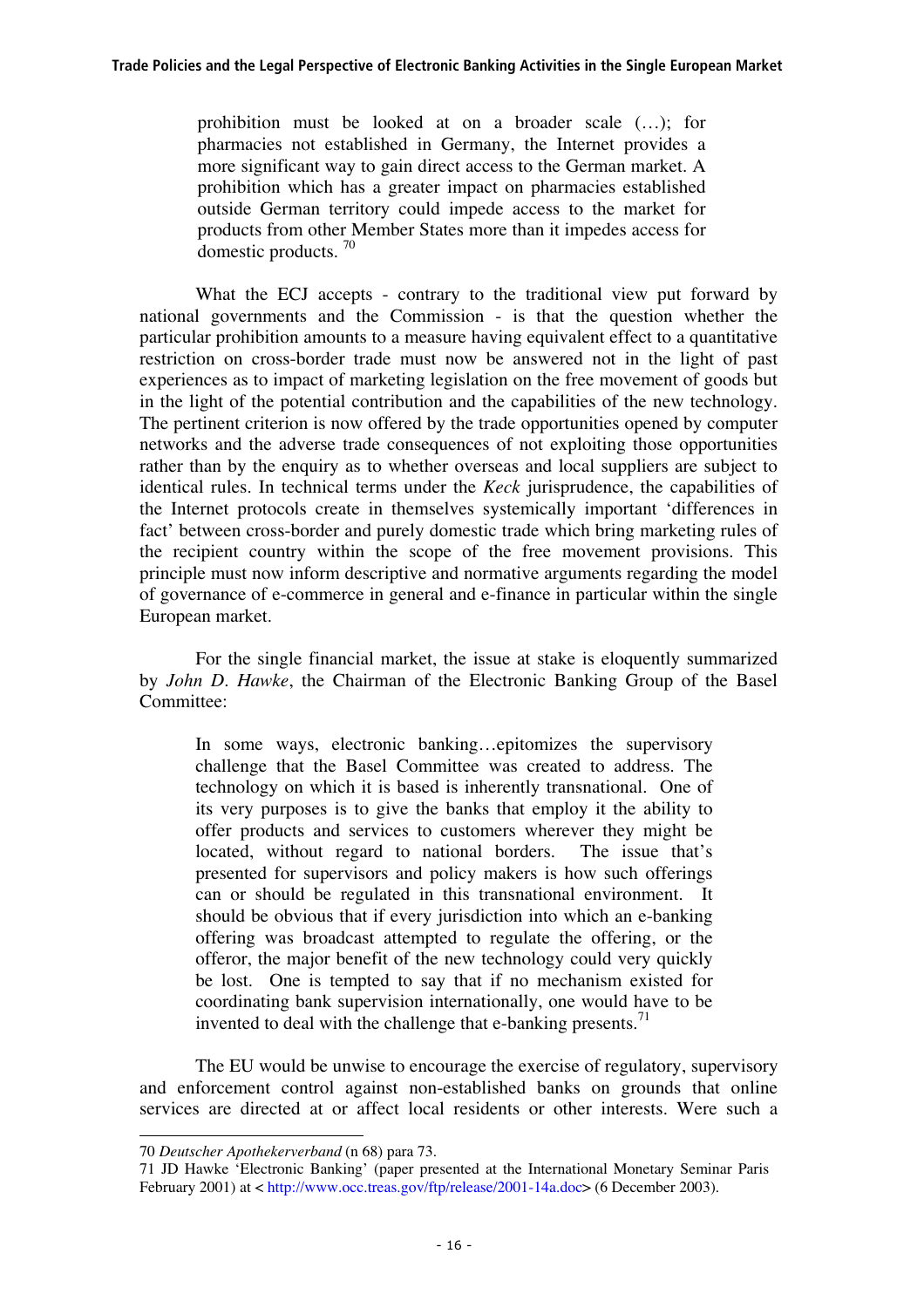> prohibition must be looked at on a broader scale (…); for pharmacies not established in Germany, the Internet provides a more significant way to gain direct access to the German market. A prohibition which has a greater impact on pharmacies established outside German territory could impede access to the market for products from other Member States more than it impedes access for domestic products. [70]

What the ECJ accepts - contrary to the traditional view put forward by national governments and the Commission - is that the question whether the particular prohibition amounts to a measure having equivalent effect to a quantitative restriction on cross-border trade must now be answered not in the light of past experiences as to impact of marketing legislation on the free movement of goods but in the light of the potential contribution and the capabilities of the new technology. The pertinent criterion is now offered by the trade opportunities opened by computer networks and the adverse trade consequences of not exploiting those opportunities rather than by the enquiry as to whether overseas and local suppliers are subject to identical rules. In technical terms under the *Keck* jurisprudence, the capabilities of the Internet protocols create in themselves systemically important 'differences in fact' between cross-border and purely domestic trade which bring marketing rules of the recipient country within the scope of the free movement provisions. This principle must now inform descriptive and normative arguments regarding the model of governance of e-commerce in general and e-finance in particular within the single European market.

For the single financial market, the issue at stake is eloquently summarized by *John D. Hawke*, the Chairman of the Electronic Banking Group of the Basel Committee:

> In some ways, electronic banking…epitomizes the supervisory challenge that the Basel Committee was created to address. The technology on which it is based is inherently transnational. One of its very purposes is to give the banks that employ it the ability to offer products and services to customers wherever they might be located, without regard to national borders. The issue that's presented for supervisors and policy makers is how such offerings can or should be regulated in this transnational environment. It should be obvious that if every jurisdiction into which an e-banking offering was broadcast attempted to regulate the offering, or the offeror, the major benefit of the new technology could very quickly be lost. One is tempted to say that if no mechanism existed for coordinating bank supervision internationally, one would have to be invented to deal with the challenge that e-banking presents.[71]

The EU would be unwise to encourage the exercise of regulatory, supervisory and enforcement control against non-established banks on grounds that online services are directed at or affect local residents or other interests. Were such a

---

70 *Deutscher Apothekerverband* (n 68) para 73.

71 JD Hawke 'Electronic Banking' (paper presented at the International Monetary Seminar Paris February 2001) at < http://www.occ.treas.gov/ftp/release/2001-14a.doc> (6 December 2003).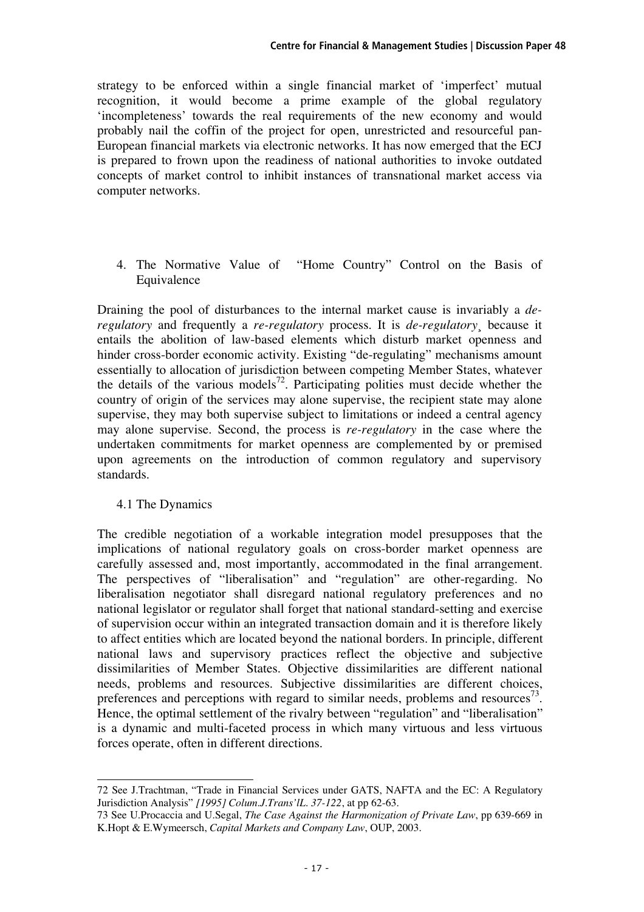strategy to be enforced within a single financial market of 'imperfect' mutual recognition, it would become a prime example of the global regulatory 'incompleteness' towards the real requirements of the new economy and would probably nail the coffin of the project for open, unrestricted and resourceful pan-European financial markets via electronic networks. It has now emerged that the ECJ is prepared to frown upon the readiness of national authorities to invoke outdated concepts of market control to inhibit instances of transnational market access via computer networks.

## 4. The Normative Value of "Home Country" Control on the Basis of Equivalence

Draining the pool of disturbances to the internal market cause is invariably a *de-regulatory* and frequently a *re-regulatory* process. It is *de-regulatory*¸ because it entails the abolition of law-based elements which disturb market openness and hinder cross-border economic activity. Existing "de-regulating" mechanisms amount essentially to allocation of jurisdiction between competing Member States, whatever the details of the various models[72]. Participating polities must decide whether the country of origin of the services may alone supervise, the recipient state may alone supervise, they may both supervise subject to limitations or indeed a central agency may alone supervise. Second, the process is *re-regulatory* in the case where the undertaken commitments for market openness are complemented by or premised upon agreements on the introduction of common regulatory and supervisory standards.

### 4.1 The Dynamics

The credible negotiation of a workable integration model presupposes that the implications of national regulatory goals on cross-border market openness are carefully assessed and, most importantly, accommodated in the final arrangement. The perspectives of "liberalisation" and "regulation" are other-regarding. No liberalisation negotiator shall disregard national regulatory preferences and no national legislator or regulator shall forget that national standard-setting and exercise of supervision occur within an integrated transaction domain and it is therefore likely to affect entities which are located beyond the national borders. In principle, different national laws and supervisory practices reflect the objective and subjective dissimilarities of Member States. Objective dissimilarities are different national needs, problems and resources. Subjective dissimilarities are different choices, preferences and perceptions with regard to similar needs, problems and resources[73]. Hence, the optimal settlement of the rivalry between "regulation" and "liberalisation" is a dynamic and multi-faceted process in which many virtuous and less virtuous forces operate, often in different directions.

---

72 See J.Trachtman, "Trade in Financial Services under GATS, NAFTA and the EC: A Regulatory Jurisdiction Analysis" *[1995] Colum.J.Trans'lL. 37-122*, at pp 62-63.

73 See U.Procaccia and U.Segal, *The Case Against the Harmonization of Private Law*, pp 639-669 in K.Hopt & E.Wymeersch, *Capital Markets and Company Law*, OUP, 2003.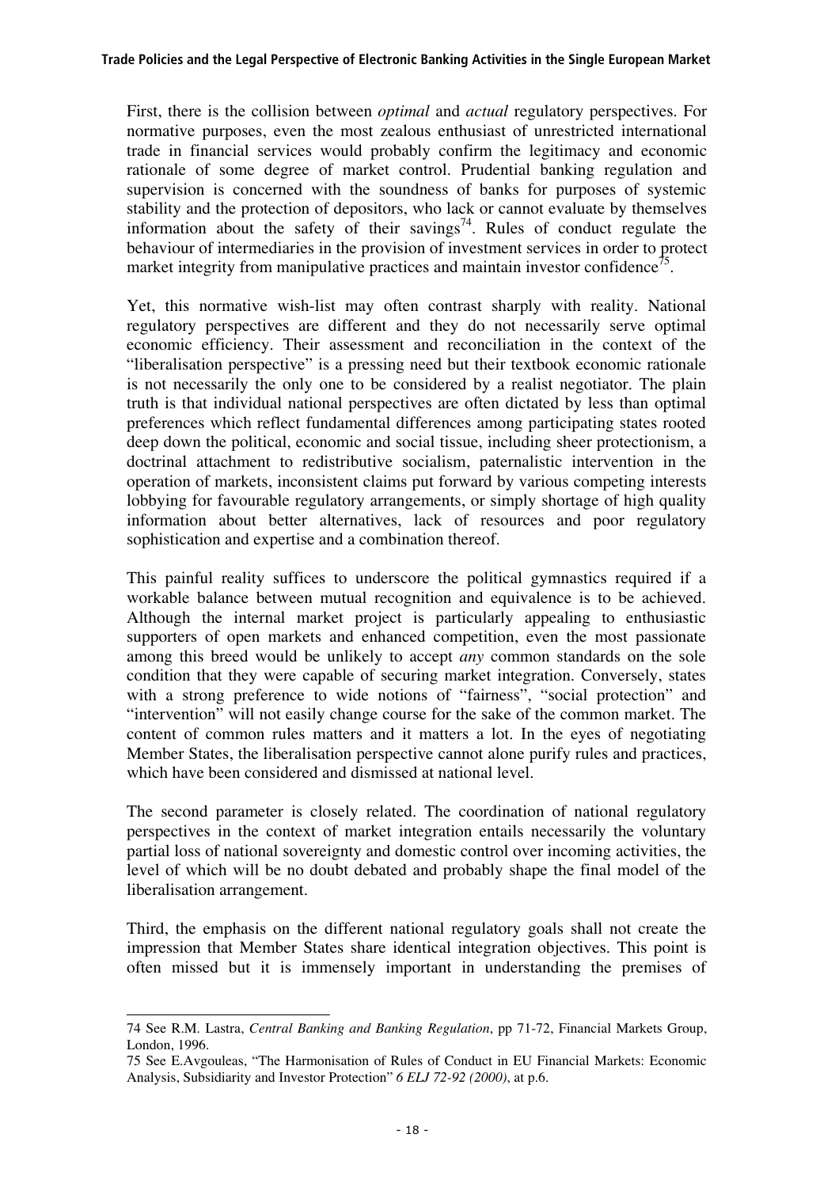First, there is the collision between *optimal* and *actual* regulatory perspectives. For normative purposes, even the most zealous enthusiast of unrestricted international trade in financial services would probably confirm the legitimacy and economic rationale of some degree of market control. Prudential banking regulation and supervision is concerned with the soundness of banks for purposes of systemic stability and the protection of depositors, who lack or cannot evaluate by themselves information about the safety of their savings[74]. Rules of conduct regulate the behaviour of intermediaries in the provision of investment services in order to protect market integrity from manipulative practices and maintain investor confidence[75].

Yet, this normative wish-list may often contrast sharply with reality. National regulatory perspectives are different and they do not necessarily serve optimal economic efficiency. Their assessment and reconciliation in the context of the "liberalisation perspective" is a pressing need but their textbook economic rationale is not necessarily the only one to be considered by a realist negotiator. The plain truth is that individual national perspectives are often dictated by less than optimal preferences which reflect fundamental differences among participating states rooted deep down the political, economic and social tissue, including sheer protectionism, a doctrinal attachment to redistributive socialism, paternalistic intervention in the operation of markets, inconsistent claims put forward by various competing interests lobbying for favourable regulatory arrangements, or simply shortage of high quality information about better alternatives, lack of resources and poor regulatory sophistication and expertise and a combination thereof.

This painful reality suffices to underscore the political gymnastics required if a workable balance between mutual recognition and equivalence is to be achieved. Although the internal market project is particularly appealing to enthusiastic supporters of open markets and enhanced competition, even the most passionate among this breed would be unlikely to accept *any* common standards on the sole condition that they were capable of securing market integration. Conversely, states with a strong preference to wide notions of "fairness", "social protection" and "intervention" will not easily change course for the sake of the common market. The content of common rules matters and it matters a lot. In the eyes of negotiating Member States, the liberalisation perspective cannot alone purify rules and practices, which have been considered and dismissed at national level.

The second parameter is closely related. The coordination of national regulatory perspectives in the context of market integration entails necessarily the voluntary partial loss of national sovereignty and domestic control over incoming activities, the level of which will be no doubt debated and probably shape the final model of the liberalisation arrangement.

Third, the emphasis on the different national regulatory goals shall not create the impression that Member States share identical integration objectives. This point is often missed but it is immensely important in understanding the premises of

---

74 See R.M. Lastra, *Central Banking and Banking Regulation*, pp 71-72, Financial Markets Group, London, 1996.

75 See E.Avgouleas, "The Harmonisation of Rules of Conduct in EU Financial Markets: Economic Analysis, Subsidiarity and Investor Protection" *6 ELJ 72-92 (2000)*, at p.6.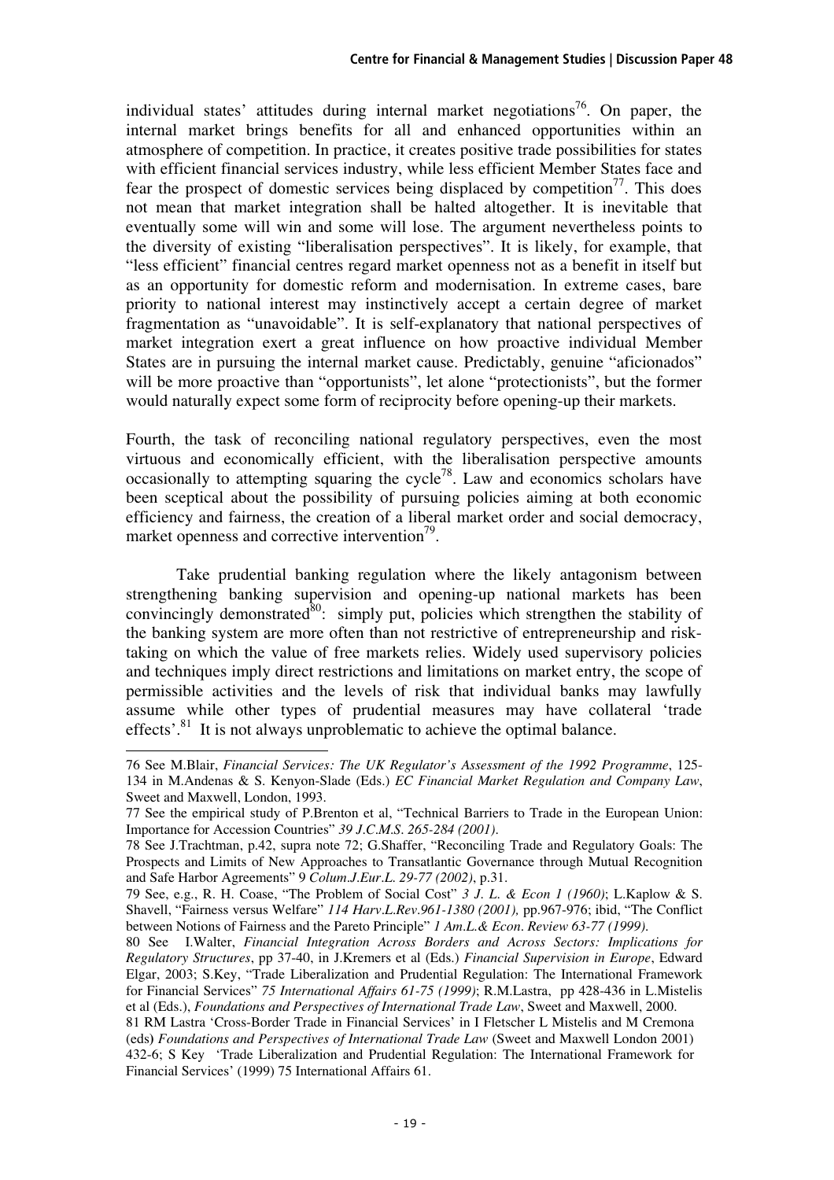individual states' attitudes during internal market negotiations[76]. On paper, the internal market brings benefits for all and enhanced opportunities within an atmosphere of competition. In practice, it creates positive trade possibilities for states with efficient financial services industry, while less efficient Member States face and fear the prospect of domestic services being displaced by competition[77]. This does not mean that market integration shall be halted altogether. It is inevitable that eventually some will win and some will lose. The argument nevertheless points to the diversity of existing "liberalisation perspectives". It is likely, for example, that "less efficient" financial centres regard market openness not as a benefit in itself but as an opportunity for domestic reform and modernisation. In extreme cases, bare priority to national interest may instinctively accept a certain degree of market fragmentation as "unavoidable". It is self-explanatory that national perspectives of market integration exert a great influence on how proactive individual Member States are in pursuing the internal market cause. Predictably, genuine "aficionados" will be more proactive than "opportunists", let alone "protectionists", but the former would naturally expect some form of reciprocity before opening-up their markets.

Fourth, the task of reconciling national regulatory perspectives, even the most virtuous and economically efficient, with the liberalisation perspective amounts occasionally to attempting squaring the cycle[78]. Law and economics scholars have been sceptical about the possibility of pursuing policies aiming at both economic efficiency and fairness, the creation of a liberal market order and social democracy, market openness and corrective intervention[79].

Take prudential banking regulation where the likely antagonism between strengthening banking supervision and opening-up national markets has been convincingly demonstrated[80]: simply put, policies which strengthen the stability of the banking system are more often than not restrictive of entrepreneurship and risk-taking on which the value of free markets relies. Widely used supervisory policies and techniques imply direct restrictions and limitations on market entry, the scope of permissible activities and the levels of risk that individual banks may lawfully assume while other types of prudential measures may have collateral 'trade effects'.[81] It is not always unproblematic to achieve the optimal balance.

---

76 See M.Blair, *Financial Services: The UK Regulator's Assessment of the 1992 Programme*, 125-134 in M.Andenas & S. Kenyon-Slade (Eds.) *EC Financial Market Regulation and Company Law*, Sweet and Maxwell, London, 1993.

77 See the empirical study of P.Brenton et al, "Technical Barriers to Trade in the European Union: Importance for Accession Countries" *39 J.C.M.S. 265-284 (2001)*.

78 See J.Trachtman, p.42, supra note 72; G.Shaffer, "Reconciling Trade and Regulatory Goals: The Prospects and Limits of New Approaches to Transatlantic Governance through Mutual Recognition and Safe Harbor Agreements" 9 *Colum.J.Eur.L. 29-77 (2002)*, p.31.

79 See, e.g., R. H. Coase, "The Problem of Social Cost" *3 J. L. & Econ 1 (1960)*; L.Kaplow & S. Shavell, "Fairness versus Welfare" *114 Harv.L.Rev.961-1380 (2001),* pp.967-976; ibid, "The Conflict between Notions of Fairness and the Pareto Principle" *1 Am.L.& Econ. Review 63-77 (1999)*.

80 See I.Walter, *Financial Integration Across Borders and Across Sectors: Implications for Regulatory Structures*, pp 37-40, in J.Kremers et al (Eds.) *Financial Supervision in Europe*, Edward Elgar, 2003; S.Key, "Trade Liberalization and Prudential Regulation: The International Framework for Financial Services" *75 International Affairs 61-75 (1999)*; R.M.Lastra, pp 428-436 in L.Mistelis et al (Eds.), *Foundations and Perspectives of International Trade Law*, Sweet and Maxwell, 2000.

81 RM Lastra 'Cross-Border Trade in Financial Services' in I Fletscher L Mistelis and M Cremona (eds) *Foundations and Perspectives of International Trade Law* (Sweet and Maxwell London 2001) 432-6; S Key 'Trade Liberalization and Prudential Regulation: The International Framework for Financial Services' (1999) 75 International Affairs 61.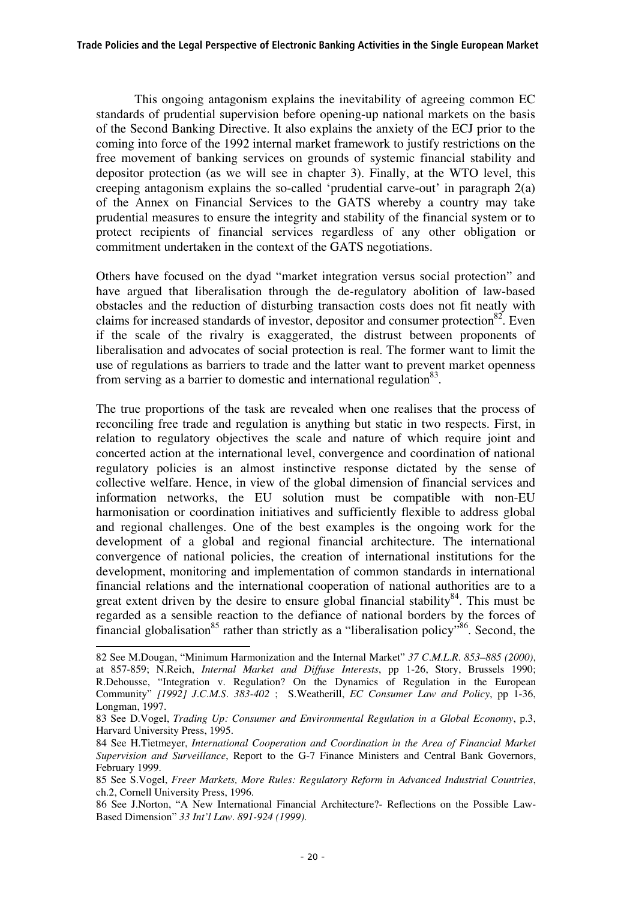This ongoing antagonism explains the inevitability of agreeing common EC standards of prudential supervision before opening-up national markets on the basis of the Second Banking Directive. It also explains the anxiety of the ECJ prior to the coming into force of the 1992 internal market framework to justify restrictions on the free movement of banking services on grounds of systemic financial stability and depositor protection (as we will see in chapter 3). Finally, at the WTO level, this creeping antagonism explains the so-called 'prudential carve-out' in paragraph 2(a) of the Annex on Financial Services to the GATS whereby a country may take prudential measures to ensure the integrity and stability of the financial system or to protect recipients of financial services regardless of any other obligation or commitment undertaken in the context of the GATS negotiations.

Others have focused on the dyad "market integration versus social protection" and have argued that liberalisation through the de-regulatory abolition of law-based obstacles and the reduction of disturbing transaction costs does not fit neatly with claims for increased standards of investor, depositor and consumer protection[82]. Even if the scale of the rivalry is exaggerated, the distrust between proponents of liberalisation and advocates of social protection is real. The former want to limit the use of regulations as barriers to trade and the latter want to prevent market openness from serving as a barrier to domestic and international regulation[83].

The true proportions of the task are revealed when one realises that the process of reconciling free trade and regulation is anything but static in two respects. First, in relation to regulatory objectives the scale and nature of which require joint and concerted action at the international level, convergence and coordination of national regulatory policies is an almost instinctive response dictated by the sense of collective welfare. Hence, in view of the global dimension of financial services and information networks, the EU solution must be compatible with non-EU harmonisation or coordination initiatives and sufficiently flexible to address global and regional challenges. One of the best examples is the ongoing work for the development of a global and regional financial architecture. The international convergence of national policies, the creation of international institutions for the development, monitoring and implementation of common standards in international financial relations and the international cooperation of national authorities are to a great extent driven by the desire to ensure global financial stability[84]. This must be regarded as a sensible reaction to the defiance of national borders by the forces of financial globalisation[85] rather than strictly as a "liberalisation policy"[86]. Second, the

---

82 See M.Dougan, "Minimum Harmonization and the Internal Market" *37 C.M.L.R. 853–885 (2000)*, at 857-859; N.Reich, *Internal Market and Diffuse Interests*, pp 1-26, Story, Brussels 1990; R.Dehousse, "Integration v. Regulation? On the Dynamics of Regulation in the European Community" *[1992] J.C.M.S. 383-402* ; S.Weatherill, *EC Consumer Law and Policy*, pp 1-36, Longman, 1997.

83 See D.Vogel, *Trading Up: Consumer and Environmental Regulation in a Global Economy*, p.3, Harvard University Press, 1995.

84 See H.Tietmeyer, *International Cooperation and Coordination in the Area of Financial Market Supervision and Surveillance*, Report to the G-7 Finance Ministers and Central Bank Governors, February 1999.

85 See S.Vogel, *Freer Markets, More Rules: Regulatory Reform in Advanced Industrial Countries*, ch.2, Cornell University Press, 1996.

86 See J.Norton, "A New International Financial Architecture?- Reflections on the Possible Law-Based Dimension" *33 Int'l Law. 891-924 (1999).*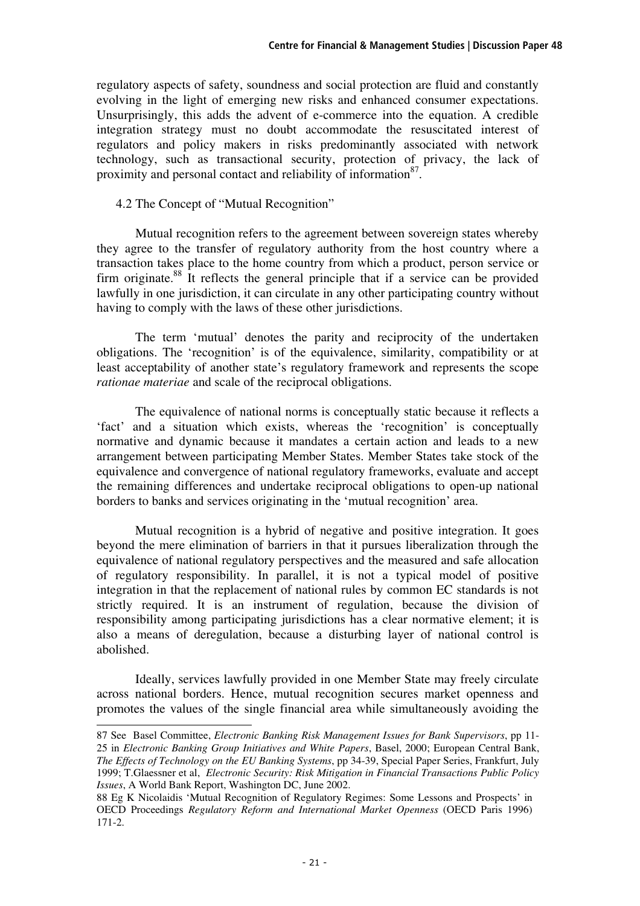regulatory aspects of safety, soundness and social protection are fluid and constantly evolving in the light of emerging new risks and enhanced consumer expectations. Unsurprisingly, this adds the advent of e-commerce into the equation. A credible integration strategy must no doubt accommodate the resuscitated interest of regulators and policy makers in risks predominantly associated with network technology, such as transactional security, protection of privacy, the lack of proximity and personal contact and reliability of information[87].

## 4.2 The Concept of "Mutual Recognition"

Mutual recognition refers to the agreement between sovereign states whereby they agree to the transfer of regulatory authority from the host country where a transaction takes place to the home country from which a product, person service or firm originate.[88] It reflects the general principle that if a service can be provided lawfully in one jurisdiction, it can circulate in any other participating country without having to comply with the laws of these other jurisdictions.

The term 'mutual' denotes the parity and reciprocity of the undertaken obligations. The 'recognition' is of the equivalence, similarity, compatibility or at least acceptability of another state's regulatory framework and represents the scope *rationae materiae* and scale of the reciprocal obligations.

The equivalence of national norms is conceptually static because it reflects a 'fact' and a situation which exists, whereas the 'recognition' is conceptually normative and dynamic because it mandates a certain action and leads to a new arrangement between participating Member States. Member States take stock of the equivalence and convergence of national regulatory frameworks, evaluate and accept the remaining differences and undertake reciprocal obligations to open-up national borders to banks and services originating in the 'mutual recognition' area.

Mutual recognition is a hybrid of negative and positive integration. It goes beyond the mere elimination of barriers in that it pursues liberalization through the equivalence of national regulatory perspectives and the measured and safe allocation of regulatory responsibility. In parallel, it is not a typical model of positive integration in that the replacement of national rules by common EC standards is not strictly required. It is an instrument of regulation, because the division of responsibility among participating jurisdictions has a clear normative element; it is also a means of deregulation, because a disturbing layer of national control is abolished.

Ideally, services lawfully provided in one Member State may freely circulate across national borders. Hence, mutual recognition secures market openness and promotes the values of the single financial area while simultaneously avoiding the

---

87 See Basel Committee, *Electronic Banking Risk Management Issues for Bank Supervisors*, pp 11-25 in *Electronic Banking Group Initiatives and White Papers*, Basel, 2000; European Central Bank, *The Effects of Technology on the EU Banking Systems*, pp 34-39, Special Paper Series, Frankfurt, July 1999; T.Glaessner et al, *Electronic Security: Risk Mitigation in Financial Transactions Public Policy Issues*, A World Bank Report, Washington DC, June 2002.

88 Eg K Nicolaidis 'Mutual Recognition of Regulatory Regimes: Some Lessons and Prospects' in OECD Proceedings *Regulatory Reform and International Market Openness* (OECD Paris 1996) 171-2.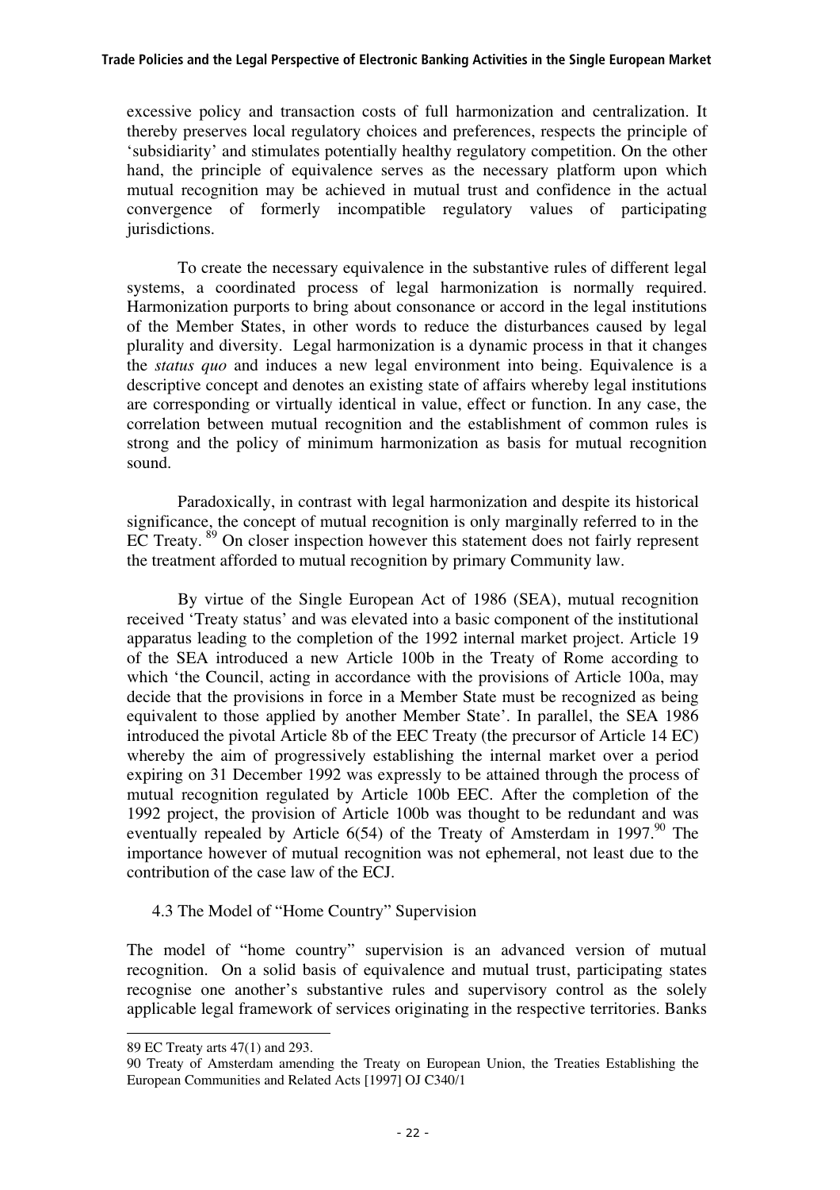excessive policy and transaction costs of full harmonization and centralization. It thereby preserves local regulatory choices and preferences, respects the principle of 'subsidiarity' and stimulates potentially healthy regulatory competition. On the other hand, the principle of equivalence serves as the necessary platform upon which mutual recognition may be achieved in mutual trust and confidence in the actual convergence of formerly incompatible regulatory values of participating jurisdictions.

To create the necessary equivalence in the substantive rules of different legal systems, a coordinated process of legal harmonization is normally required. Harmonization purports to bring about consonance or accord in the legal institutions of the Member States, in other words to reduce the disturbances caused by legal plurality and diversity. Legal harmonization is a dynamic process in that it changes the *status quo* and induces a new legal environment into being. Equivalence is a descriptive concept and denotes an existing state of affairs whereby legal institutions are corresponding or virtually identical in value, effect or function. In any case, the correlation between mutual recognition and the establishment of common rules is strong and the policy of minimum harmonization as basis for mutual recognition sound.

Paradoxically, in contrast with legal harmonization and despite its historical significance, the concept of mutual recognition is only marginally referred to in the EC Treaty. [89] On closer inspection however this statement does not fairly represent the treatment afforded to mutual recognition by primary Community law.

By virtue of the Single European Act of 1986 (SEA), mutual recognition received 'Treaty status' and was elevated into a basic component of the institutional apparatus leading to the completion of the 1992 internal market project. Article 19 of the SEA introduced a new Article 100b in the Treaty of Rome according to which 'the Council, acting in accordance with the provisions of Article 100a, may decide that the provisions in force in a Member State must be recognized as being equivalent to those applied by another Member State'. In parallel, the SEA 1986 introduced the pivotal Article 8b of the EEC Treaty (the precursor of Article 14 EC) whereby the aim of progressively establishing the internal market over a period expiring on 31 December 1992 was expressly to be attained through the process of mutual recognition regulated by Article 100b EEC. After the completion of the 1992 project, the provision of Article 100b was thought to be redundant and was eventually repealed by Article 6(54) of the Treaty of Amsterdam in 1997.[90] The importance however of mutual recognition was not ephemeral, not least due to the contribution of the case law of the ECJ.

### 4.3 The Model of "Home Country" Supervision

The model of "home country" supervision is an advanced version of mutual recognition. On a solid basis of equivalence and mutual trust, participating states recognise one another's substantive rules and supervisory control as the solely applicable legal framework of services originating in the respective territories. Banks

---

89 EC Treaty arts 47(1) and 293.

90 Treaty of Amsterdam amending the Treaty on European Union, the Treaties Establishing the European Communities and Related Acts [1997] OJ C340/1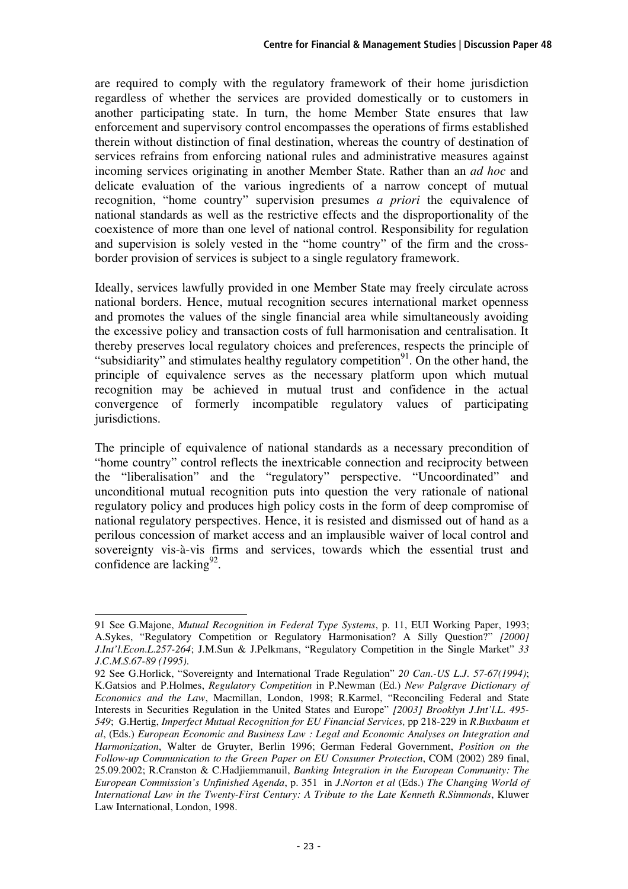are required to comply with the regulatory framework of their home jurisdiction regardless of whether the services are provided domestically or to customers in another participating state. In turn, the home Member State ensures that law enforcement and supervisory control encompasses the operations of firms established therein without distinction of final destination, whereas the country of destination of services refrains from enforcing national rules and administrative measures against incoming services originating in another Member State. Rather than an *ad hoc* and delicate evaluation of the various ingredients of a narrow concept of mutual recognition, "home country" supervision presumes *a priori* the equivalence of national standards as well as the restrictive effects and the disproportionality of the coexistence of more than one level of national control. Responsibility for regulation and supervision is solely vested in the "home country" of the firm and the cross-border provision of services is subject to a single regulatory framework.

Ideally, services lawfully provided in one Member State may freely circulate across national borders. Hence, mutual recognition secures international market openness and promotes the values of the single financial area while simultaneously avoiding the excessive policy and transaction costs of full harmonisation and centralisation. It thereby preserves local regulatory choices and preferences, respects the principle of "subsidiarity" and stimulates healthy regulatory competition[91]. On the other hand, the principle of equivalence serves as the necessary platform upon which mutual recognition may be achieved in mutual trust and confidence in the actual convergence of formerly incompatible regulatory values of participating jurisdictions.

The principle of equivalence of national standards as a necessary precondition of "home country" control reflects the inextricable connection and reciprocity between the "liberalisation" and the "regulatory" perspective. "Uncoordinated" and unconditional mutual recognition puts into question the very rationale of national regulatory policy and produces high policy costs in the form of deep compromise of national regulatory perspectives. Hence, it is resisted and dismissed out of hand as a perilous concession of market access and an implausible waiver of local control and sovereignty vis-à-vis firms and services, towards which the essential trust and confidence are lacking[92].

---

91 See G.Majone, *Mutual Recognition in Federal Type Systems*, p. 11, EUI Working Paper, 1993; A.Sykes, "Regulatory Competition or Regulatory Harmonisation? A Silly Question?" *[2000] J.Int'l.Econ.L.257-264*; J.M.Sun & J.Pelkmans, "Regulatory Competition in the Single Market" *33 J.C.M.S.67-89 (1995)*.

92 See G.Horlick, "Sovereignty and International Trade Regulation" *20 Can.-US L.J. 57-67(1994)*; K.Gatsios and P.Holmes, *Regulatory Competition* in P.Newman (Ed.) *New Palgrave Dictionary of Economics and the Law*, Macmillan, London, 1998; R.Karmel, "Reconciling Federal and State Interests in Securities Regulation in the United States and Europe" *[2003] Brooklyn J.Int'l.L. 495-549*; G.Hertig, *Imperfect Mutual Recognition for EU Financial Services,* pp 218-229 in *R.Buxbaum et al*, (Eds.) *European Economic and Business Law : Legal and Economic Analyses on Integration and Harmonization*, Walter de Gruyter, Berlin 1996; German Federal Government, *Position on the Follow-up Communication to the Green Paper on EU Consumer Protection*, COM (2002) 289 final, 25.09.2002; R.Cranston & C.Hadjiemmanuil, *Banking Integration in the European Community: The European Commission's Unfinished Agenda*, p. 351 in *J.Norton et al* (Eds.) *The Changing World of International Law in the Twenty-First Century: A Tribute to the Late Kenneth R.Simmonds*, Kluwer Law International, London, 1998.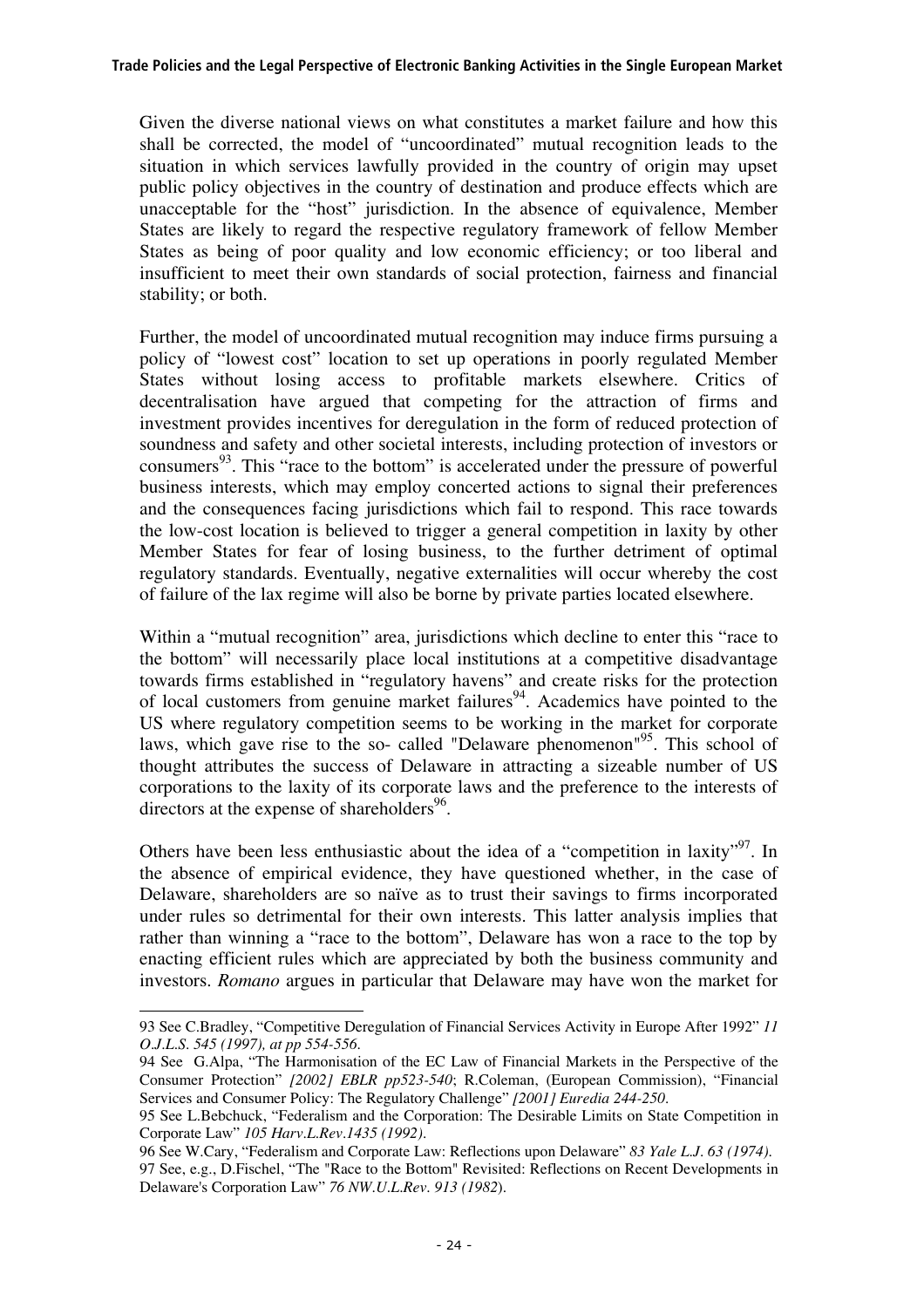Given the diverse national views on what constitutes a market failure and how this shall be corrected, the model of "uncoordinated" mutual recognition leads to the situation in which services lawfully provided in the country of origin may upset public policy objectives in the country of destination and produce effects which are unacceptable for the "host" jurisdiction. In the absence of equivalence, Member States are likely to regard the respective regulatory framework of fellow Member States as being of poor quality and low economic efficiency; or too liberal and insufficient to meet their own standards of social protection, fairness and financial stability; or both.

Further, the model of uncoordinated mutual recognition may induce firms pursuing a policy of "lowest cost" location to set up operations in poorly regulated Member States without losing access to profitable markets elsewhere. Critics of decentralisation have argued that competing for the attraction of firms and investment provides incentives for deregulation in the form of reduced protection of soundness and safety and other societal interests, including protection of investors or consumers[93]. This "race to the bottom" is accelerated under the pressure of powerful business interests, which may employ concerted actions to signal their preferences and the consequences facing jurisdictions which fail to respond. This race towards the low-cost location is believed to trigger a general competition in laxity by other Member States for fear of losing business, to the further detriment of optimal regulatory standards. Eventually, negative externalities will occur whereby the cost of failure of the lax regime will also be borne by private parties located elsewhere.

Within a "mutual recognition" area, jurisdictions which decline to enter this "race to the bottom" will necessarily place local institutions at a competitive disadvantage towards firms established in "regulatory havens" and create risks for the protection of local customers from genuine market failures[94]. Academics have pointed to the US where regulatory competition seems to be working in the market for corporate laws, which gave rise to the so- called "Delaware phenomenon"[95]. This school of thought attributes the success of Delaware in attracting a sizeable number of US corporations to the laxity of its corporate laws and the preference to the interests of directors at the expense of shareholders[96].

Others have been less enthusiastic about the idea of a "competition in laxity"[97]. In the absence of empirical evidence, they have questioned whether, in the case of Delaware, shareholders are so naïve as to trust their savings to firms incorporated under rules so detrimental for their own interests. This latter analysis implies that rather than winning a "race to the bottom", Delaware has won a race to the top by enacting efficient rules which are appreciated by both the business community and investors. *Romano* argues in particular that Delaware may have won the market for

---

93 See C.Bradley, "Competitive Deregulation of Financial Services Activity in Europe After 1992" *11 O.J.L.S. 545 (1997), at pp 554-556.*

94 See G.Alpa, "The Harmonisation of the EC Law of Financial Markets in the Perspective of the Consumer Protection" *[2002] EBLR pp523-540*; R.Coleman, (European Commission), "Financial Services and Consumer Policy: The Regulatory Challenge" *[2001] Euredia 244-250*.

95 See L.Bebchuck, "Federalism and the Corporation: The Desirable Limits on State Competition in Corporate Law" *105 Harv.L.Rev.1435 (1992)*.

96 See W.Cary, "Federalism and Corporate Law: Reflections upon Delaware" *83 Yale L.J. 63 (1974)*.

97 See, e.g., D.Fischel, "The "Race to the Bottom" Revisited: Reflections on Recent Developments in Delaware's Corporation Law" *76 NW.U.L.Rev. 913 (1982*).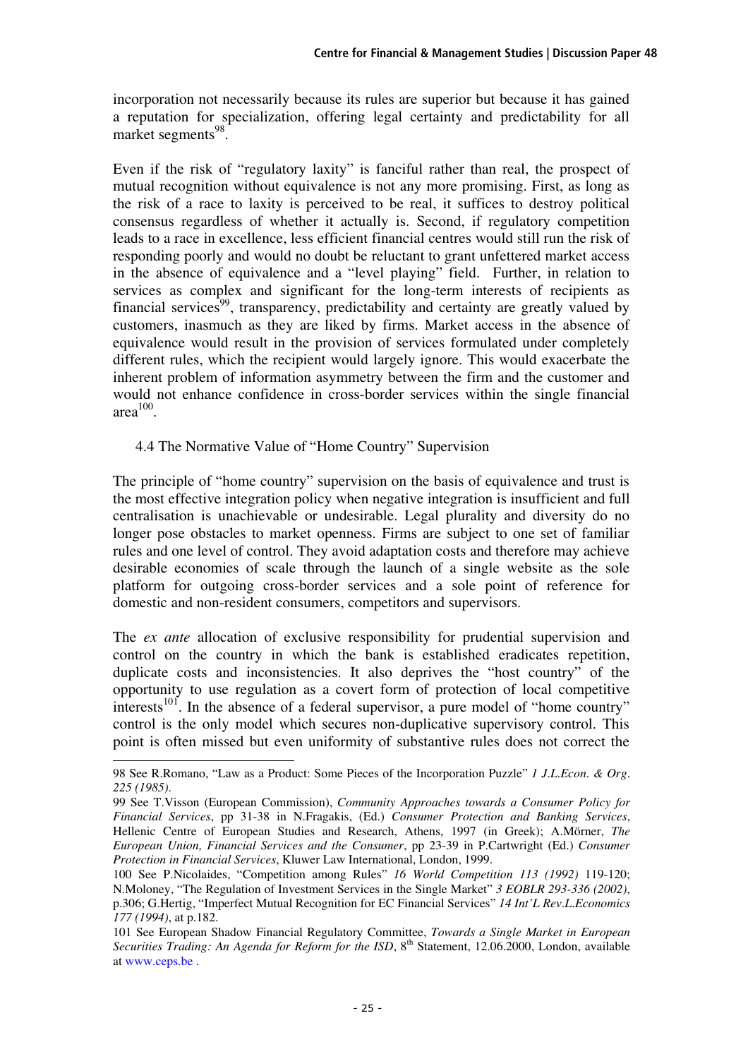incorporation not necessarily because its rules are superior but because it has gained a reputation for specialization, offering legal certainty and predictability for all market segments[98].

Even if the risk of "regulatory laxity" is fanciful rather than real, the prospect of mutual recognition without equivalence is not any more promising. First, as long as the risk of a race to laxity is perceived to be real, it suffices to destroy political consensus regardless of whether it actually is. Second, if regulatory competition leads to a race in excellence, less efficient financial centres would still run the risk of responding poorly and would no doubt be reluctant to grant unfettered market access in the absence of equivalence and a "level playing" field. Further, in relation to services as complex and significant for the long-term interests of recipients as financial services[99], transparency, predictability and certainty are greatly valued by customers, inasmuch as they are liked by firms. Market access in the absence of equivalence would result in the provision of services formulated under completely different rules, which the recipient would largely ignore. This would exacerbate the inherent problem of information asymmetry between the firm and the customer and would not enhance confidence in cross-border services within the single financial area[100].

### 4.4 The Normative Value of "Home Country" Supervision

The principle of "home country" supervision on the basis of equivalence and trust is the most effective integration policy when negative integration is insufficient and full centralisation is unachievable or undesirable. Legal plurality and diversity do no longer pose obstacles to market openness. Firms are subject to one set of familiar rules and one level of control. They avoid adaptation costs and therefore may achieve desirable economies of scale through the launch of a single website as the sole platform for outgoing cross-border services and a sole point of reference for domestic and non-resident consumers, competitors and supervisors.

The *ex ante* allocation of exclusive responsibility for prudential supervision and control on the country in which the bank is established eradicates repetition, duplicate costs and inconsistencies. It also deprives the "host country" of the opportunity to use regulation as a covert form of protection of local competitive interests[101]. In the absence of a federal supervisor, a pure model of "home country" control is the only model which secures non-duplicative supervisory control. This point is often missed but even uniformity of substantive rules does not correct the

---

98 See R.Romano, "Law as a Product: Some Pieces of the Incorporation Puzzle" *1 J.L.Econ. & Org. 225 (1985).*

99 See T.Visson (European Commission), *Community Approaches towards a Consumer Policy for Financial Services*, pp 31-38 in N.Fragakis, (Ed.) *Consumer Protection and Banking Services*, Hellenic Centre of European Studies and Research, Athens, 1997 (in Greek); A.Mörner, *The European Union, Financial Services and the Consumer*, pp 23-39 in P.Cartwright (Ed.) *Consumer Protection in Financial Services*, Kluwer Law International, London, 1999.

100 See P.Nicolaides, "Competition among Rules" *16 World Competition 113 (1992)* 119-120; N.Moloney, "The Regulation of Investment Services in the Single Market" *3 EOBLR 293-336 (2002)*, p.306; G.Hertig, "Imperfect Mutual Recognition for EC Financial Services" *14 Int'L Rev.L.Economics 177 (1994)*, at p.182.

101 See European Shadow Financial Regulatory Committee, *Towards a Single Market in European Securities Trading: An Agenda for Reform for the ISD*, 8th Statement, 12.06.2000, London, available at www.ceps.be .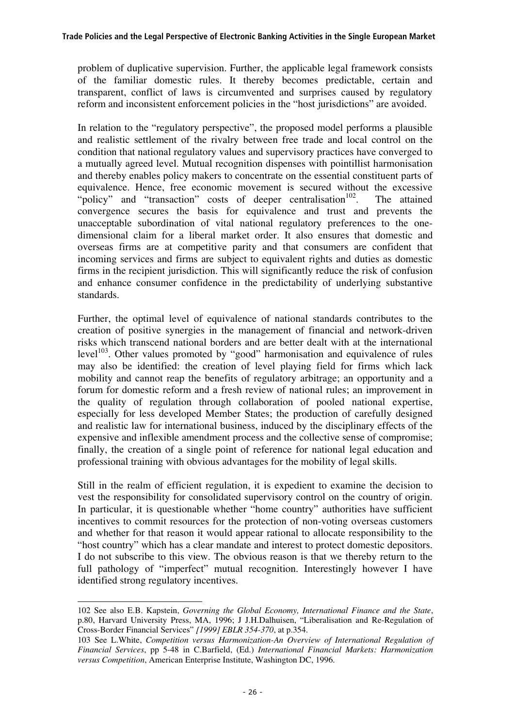problem of duplicative supervision. Further, the applicable legal framework consists of the familiar domestic rules. It thereby becomes predictable, certain and transparent, conflict of laws is circumvented and surprises caused by regulatory reform and inconsistent enforcement policies in the "host jurisdictions" are avoided.

In relation to the "regulatory perspective", the proposed model performs a plausible and realistic settlement of the rivalry between free trade and local control on the condition that national regulatory values and supervisory practices have converged to a mutually agreed level. Mutual recognition dispenses with pointillist harmonisation and thereby enables policy makers to concentrate on the essential constituent parts of equivalence. Hence, free economic movement is secured without the excessive "policy" and "transaction" costs of deeper centralisation[102]. The attained convergence secures the basis for equivalence and trust and prevents the unacceptable subordination of vital national regulatory preferences to the one-dimensional claim for a liberal market order. It also ensures that domestic and overseas firms are at competitive parity and that consumers are confident that incoming services and firms are subject to equivalent rights and duties as domestic firms in the recipient jurisdiction. This will significantly reduce the risk of confusion and enhance consumer confidence in the predictability of underlying substantive standards.

Further, the optimal level of equivalence of national standards contributes to the creation of positive synergies in the management of financial and network-driven risks which transcend national borders and are better dealt with at the international level[103]. Other values promoted by "good" harmonisation and equivalence of rules may also be identified: the creation of level playing field for firms which lack mobility and cannot reap the benefits of regulatory arbitrage; an opportunity and a forum for domestic reform and a fresh review of national rules; an improvement in the quality of regulation through collaboration of pooled national expertise, especially for less developed Member States; the production of carefully designed and realistic law for international business, induced by the disciplinary effects of the expensive and inflexible amendment process and the collective sense of compromise; finally, the creation of a single point of reference for national legal education and professional training with obvious advantages for the mobility of legal skills.

Still in the realm of efficient regulation, it is expedient to examine the decision to vest the responsibility for consolidated supervisory control on the country of origin. In particular, it is questionable whether "home country" authorities have sufficient incentives to commit resources for the protection of non-voting overseas customers and whether for that reason it would appear rational to allocate responsibility to the "host country" which has a clear mandate and interest to protect domestic depositors. I do not subscribe to this view. The obvious reason is that we thereby return to the full pathology of "imperfect" mutual recognition. Interestingly however I have identified strong regulatory incentives.

---

102 See also E.B. Kapstein, *Governing the Global Economy, International Finance and the State*, p.80, Harvard University Press, MA, 1996; J J.H.Dalhuisen, "Liberalisation and Re-Regulation of Cross-Border Financial Services" *[1999] EBLR 354-370*, at p.354.

103 See L.White, *Competition versus Harmonization-An Overview of International Regulation of Financial Services*, pp 5-48 in C.Barfield, (Ed.) *International Financial Markets: Harmonization versus Competition*, American Enterprise Institute, Washington DC, 1996.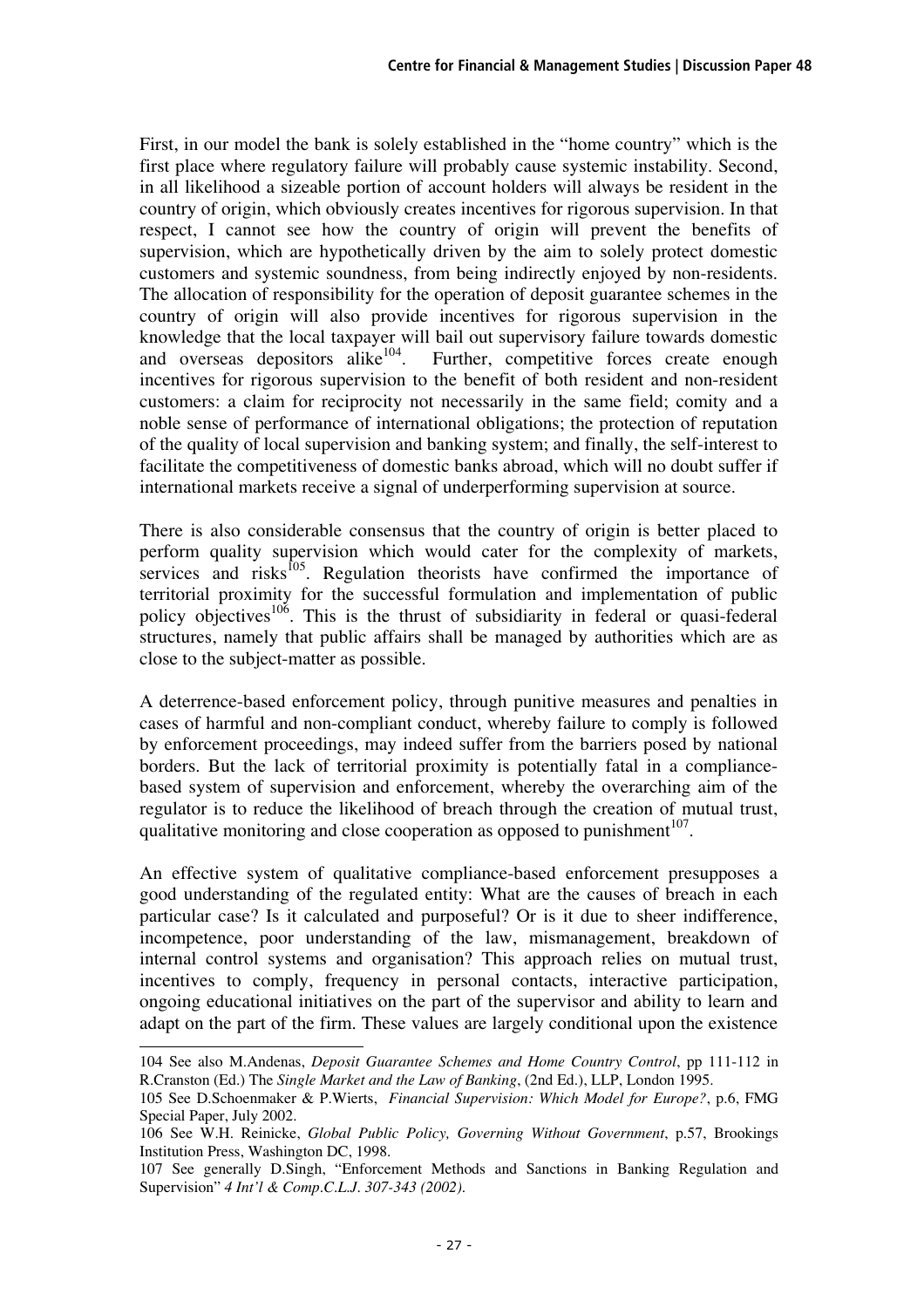First, in our model the bank is solely established in the "home country" which is the first place where regulatory failure will probably cause systemic instability. Second, in all likelihood a sizeable portion of account holders will always be resident in the country of origin, which obviously creates incentives for rigorous supervision. In that respect, I cannot see how the country of origin will prevent the benefits of supervision, which are hypothetically driven by the aim to solely protect domestic customers and systemic soundness, from being indirectly enjoyed by non-residents. The allocation of responsibility for the operation of deposit guarantee schemes in the country of origin will also provide incentives for rigorous supervision in the knowledge that the local taxpayer will bail out supervisory failure towards domestic and overseas depositors alike[104]. Further, competitive forces create enough incentives for rigorous supervision to the benefit of both resident and non-resident customers: a claim for reciprocity not necessarily in the same field; comity and a noble sense of performance of international obligations; the protection of reputation of the quality of local supervision and banking system; and finally, the self-interest to facilitate the competitiveness of domestic banks abroad, which will no doubt suffer if international markets receive a signal of underperforming supervision at source.

There is also considerable consensus that the country of origin is better placed to perform quality supervision which would cater for the complexity of markets, services and risks[105]. Regulation theorists have confirmed the importance of territorial proximity for the successful formulation and implementation of public policy objectives[106]. This is the thrust of subsidiarity in federal or quasi-federal structures, namely that public affairs shall be managed by authorities which are as close to the subject-matter as possible.

A deterrence-based enforcement policy, through punitive measures and penalties in cases of harmful and non-compliant conduct, whereby failure to comply is followed by enforcement proceedings, may indeed suffer from the barriers posed by national borders. But the lack of territorial proximity is potentially fatal in a compliance-based system of supervision and enforcement, whereby the overarching aim of the regulator is to reduce the likelihood of breach through the creation of mutual trust, qualitative monitoring and close cooperation as opposed to punishment[107].

An effective system of qualitative compliance-based enforcement presupposes a good understanding of the regulated entity: What are the causes of breach in each particular case? Is it calculated and purposeful? Or is it due to sheer indifference, incompetence, poor understanding of the law, mismanagement, breakdown of internal control systems and organisation? This approach relies on mutual trust, incentives to comply, frequency in personal contacts, interactive participation, ongoing educational initiatives on the part of the supervisor and ability to learn and adapt on the part of the firm. These values are largely conditional upon the existence

---

104 See also M.Andenas, *Deposit Guarantee Schemes and Home Country Control*, pp 111-112 in R.Cranston (Ed.) The *Single Market and the Law of Banking*, (2nd Ed.), LLP, London 1995.

105 See D.Schoenmaker & P.Wierts, *Financial Supervision: Which Model for Europe?*, p.6, FMG Special Paper, July 2002.

106 See W.H. Reinicke, *Global Public Policy, Governing Without Government*, p.57, Brookings Institution Press, Washington DC, 1998.

107 See generally D.Singh, "Enforcement Methods and Sanctions in Banking Regulation and Supervision" *4 Int'l & Comp.C.L.J. 307-343 (2002).*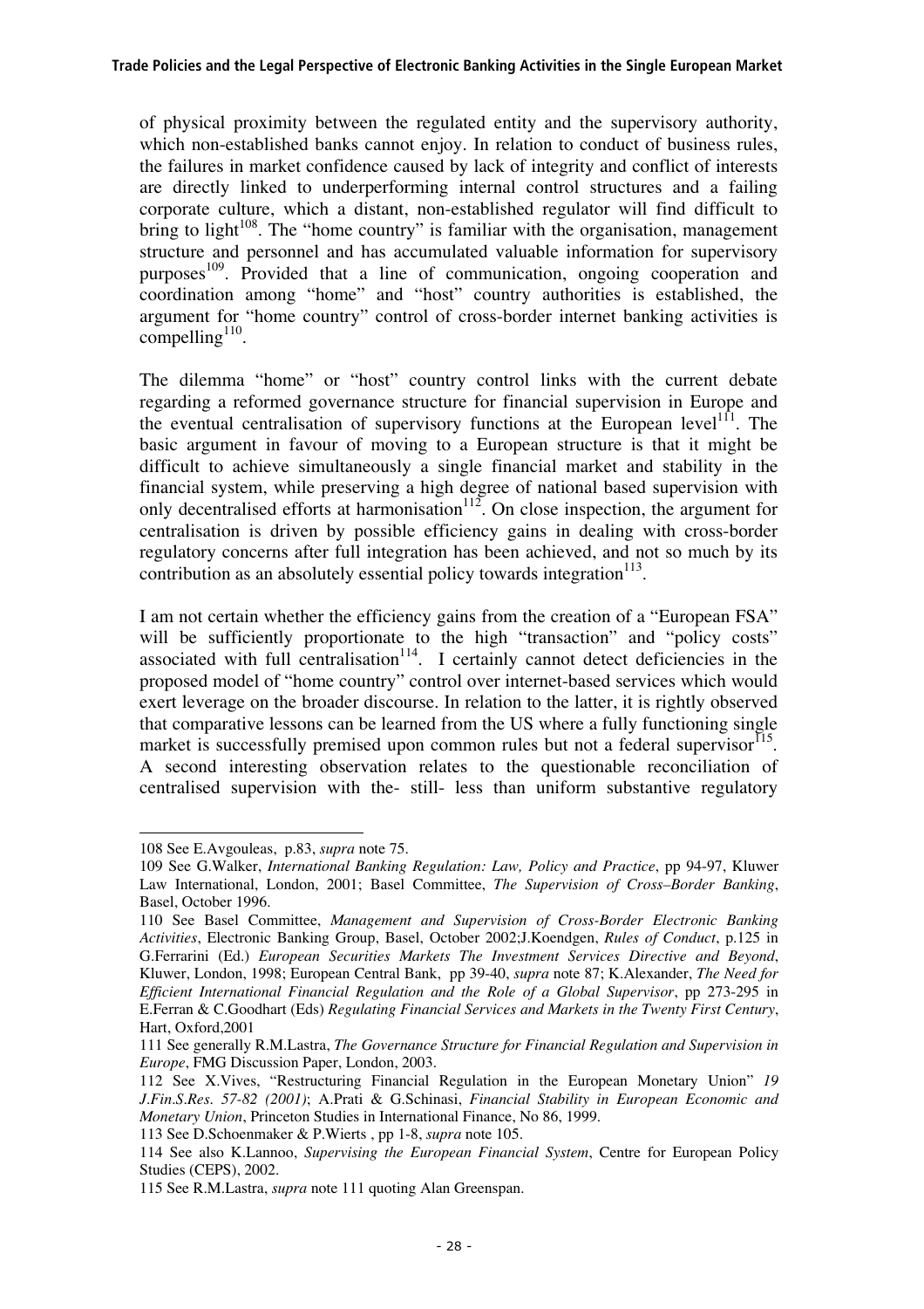of physical proximity between the regulated entity and the supervisory authority, which non-established banks cannot enjoy. In relation to conduct of business rules, the failures in market confidence caused by lack of integrity and conflict of interests are directly linked to underperforming internal control structures and a failing corporate culture, which a distant, non-established regulator will find difficult to bring to light[108]. The "home country" is familiar with the organisation, management structure and personnel and has accumulated valuable information for supervisory purposes[109]. Provided that a line of communication, ongoing cooperation and coordination among "home" and "host" country authorities is established, the argument for "home country" control of cross-border internet banking activities is compelling[110].

The dilemma "home" or "host" country control links with the current debate regarding a reformed governance structure for financial supervision in Europe and the eventual centralisation of supervisory functions at the European level[111]. The basic argument in favour of moving to a European structure is that it might be difficult to achieve simultaneously a single financial market and stability in the financial system, while preserving a high degree of national based supervision with only decentralised efforts at harmonisation[112]. On close inspection, the argument for centralisation is driven by possible efficiency gains in dealing with cross-border regulatory concerns after full integration has been achieved, and not so much by its contribution as an absolutely essential policy towards integration[113].

I am not certain whether the efficiency gains from the creation of a "European FSA" will be sufficiently proportionate to the high "transaction" and "policy costs" associated with full centralisation[114]. I certainly cannot detect deficiencies in the proposed model of "home country" control over internet-based services which would exert leverage on the broader discourse. In relation to the latter, it is rightly observed that comparative lessons can be learned from the US where a fully functioning single market is successfully premised upon common rules but not a federal supervisor[115]. A second interesting observation relates to the questionable reconciliation of centralised supervision with the- still- less than uniform substantive regulatory

---

108 See E.Avgouleas, p.83, *supra* note 75.

109 See G.Walker, *International Banking Regulation: Law, Policy and Practice*, pp 94-97, Kluwer Law International, London, 2001; Basel Committee, *The Supervision of Cross–Border Banking*, Basel, October 1996.

110 See Basel Committee, *Management and Supervision of Cross-Border Electronic Banking Activities*, Electronic Banking Group, Basel, October 2002;J.Koendgen, *Rules of Conduct*, p.125 in G.Ferrarini (Ed.) *European Securities Markets The Investment Services Directive and Beyond*, Kluwer, London, 1998; European Central Bank, pp 39-40, *supra* note 87; K.Alexander, *The Need for Efficient International Financial Regulation and the Role of a Global Supervisor*, pp 273-295 in E.Ferran & C.Goodhart (Eds) *Regulating Financial Services and Markets in the Twenty First Century*, Hart, Oxford,2001

111 See generally R.M.Lastra, *The Governance Structure for Financial Regulation and Supervision in Europe*, FMG Discussion Paper, London, 2003.

112 See X.Vives, "Restructuring Financial Regulation in the European Monetary Union" *19 J.Fin.S.Res. 57-82 (2001)*; A.Prati & G.Schinasi, *Financial Stability in European Economic and Monetary Union*, Princeton Studies in International Finance, No 86, 1999.

113 See D.Schoenmaker & P.Wierts , pp 1-8, *supra* note 105.

114 See also K.Lannoo, *Supervising the European Financial System*, Centre for European Policy Studies (CEPS), 2002.

115 See R.M.Lastra, *supra* note 111 quoting Alan Greenspan.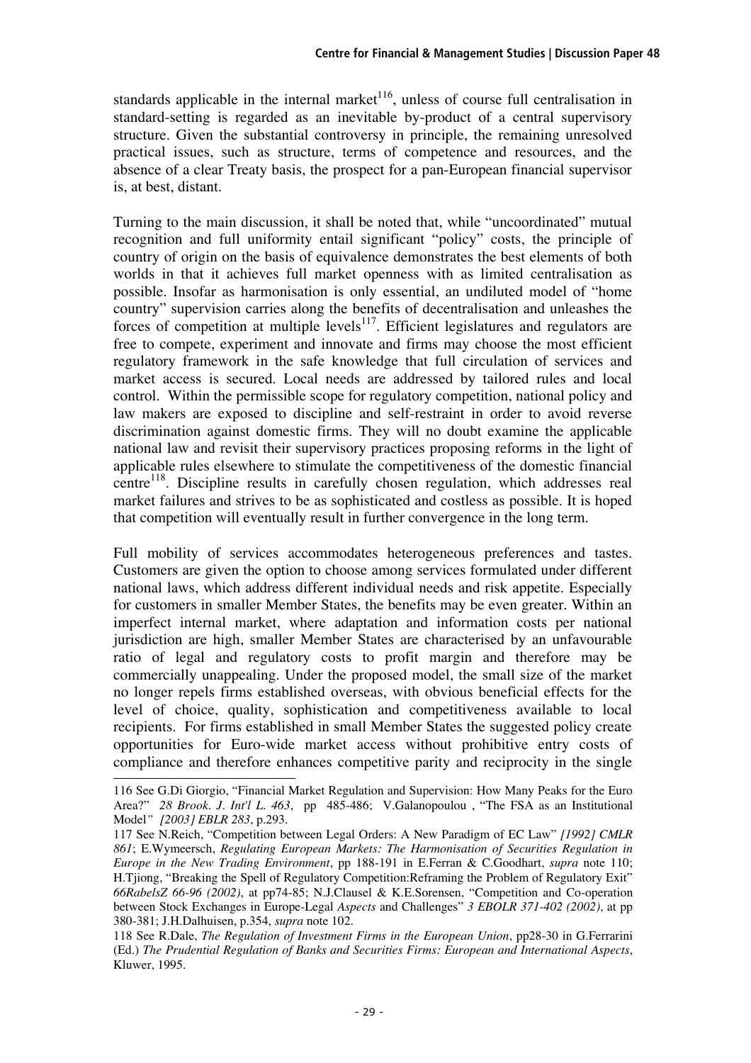standards applicable in the internal market[116], unless of course full centralisation in standard-setting is regarded as an inevitable by-product of a central supervisory structure. Given the substantial controversy in principle, the remaining unresolved practical issues, such as structure, terms of competence and resources, and the absence of a clear Treaty basis, the prospect for a pan-European financial supervisor is, at best, distant.

Turning to the main discussion, it shall be noted that, while "uncoordinated" mutual recognition and full uniformity entail significant "policy" costs, the principle of country of origin on the basis of equivalence demonstrates the best elements of both worlds in that it achieves full market openness with as limited centralisation as possible. Insofar as harmonisation is only essential, an undiluted model of "home country" supervision carries along the benefits of decentralisation and unleashes the forces of competition at multiple levels[117]. Efficient legislatures and regulators are free to compete, experiment and innovate and firms may choose the most efficient regulatory framework in the safe knowledge that full circulation of services and market access is secured. Local needs are addressed by tailored rules and local control. Within the permissible scope for regulatory competition, national policy and law makers are exposed to discipline and self-restraint in order to avoid reverse discrimination against domestic firms. They will no doubt examine the applicable national law and revisit their supervisory practices proposing reforms in the light of applicable rules elsewhere to stimulate the competitiveness of the domestic financial centre[118]. Discipline results in carefully chosen regulation, which addresses real market failures and strives to be as sophisticated and costless as possible. It is hoped that competition will eventually result in further convergence in the long term.

Full mobility of services accommodates heterogeneous preferences and tastes. Customers are given the option to choose among services formulated under different national laws, which address different individual needs and risk appetite. Especially for customers in smaller Member States, the benefits may be even greater. Within an imperfect internal market, where adaptation and information costs per national jurisdiction are high, smaller Member States are characterised by an unfavourable ratio of legal and regulatory costs to profit margin and therefore may be commercially unappealing. Under the proposed model, the small size of the market no longer repels firms established overseas, with obvious beneficial effects for the level of choice, quality, sophistication and competitiveness available to local recipients. For firms established in small Member States the suggested policy create opportunities for Euro-wide market access without prohibitive entry costs of compliance and therefore enhances competitive parity and reciprocity in the single

---

116 See G.Di Giorgio, "Financial Market Regulation and Supervision: How Many Peaks for the Euro Area?" *28 Brook. J. Int'l L. 463*, pp 485-486; V.Galanopoulou , "The FSA as an Institutional Model" *[2003] EBLR 283*, p.293.

117 See N.Reich, "Competition between Legal Orders: A New Paradigm of EC Law" *[1992] CMLR 861*; E.Wymeersch, *Regulating European Markets: The Harmonisation of Securities Regulation in Europe in the New Trading Environment*, pp 188-191 in E.Ferran & C.Goodhart, *supra* note 110; H.Tjiong, "Breaking the Spell of Regulatory Competition:Reframing the Problem of Regulatory Exit" *66RabelsZ 66-96 (2002)*, at pp74-85; N.J.Clausel & K.E.Sorensen, "Competition and Co-operation between Stock Exchanges in Europe-Legal *Aspects* and Challenges" *3 EBOLR 371-402 (2002)*, at pp 380-381; J.H.Dalhuisen, p.354, *supra* note 102.

118 See R.Dale, *The Regulation of Investment Firms in the European Union*, pp28-30 in G.Ferrarini (Ed.) *The Prudential Regulation of Banks and Securities Firms: European and International Aspects*, Kluwer, 1995.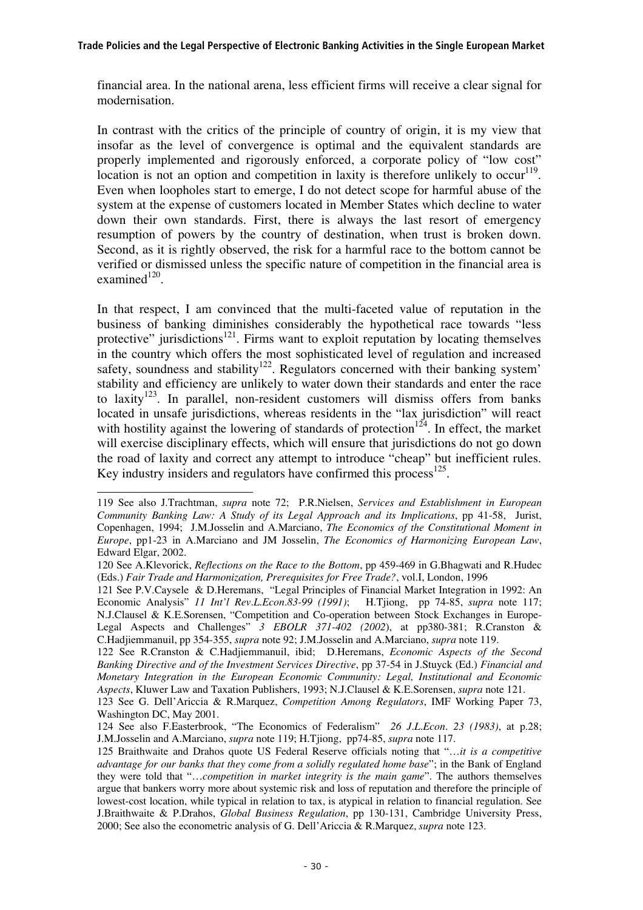financial area. In the national arena, less efficient firms will receive a clear signal for modernisation.

In contrast with the critics of the principle of country of origin, it is my view that insofar as the level of convergence is optimal and the equivalent standards are properly implemented and rigorously enforced, a corporate policy of "low cost" location is not an option and competition in laxity is therefore unlikely to occur[119]. Even when loopholes start to emerge, I do not detect scope for harmful abuse of the system at the expense of customers located in Member States which decline to water down their own standards. First, there is always the last resort of emergency resumption of powers by the country of destination, when trust is broken down. Second, as it is rightly observed, the risk for a harmful race to the bottom cannot be verified or dismissed unless the specific nature of competition in the financial area is examined[120].

In that respect, I am convinced that the multi-faceted value of reputation in the business of banking diminishes considerably the hypothetical race towards "less protective" jurisdictions[121]. Firms want to exploit reputation by locating themselves in the country which offers the most sophisticated level of regulation and increased safety, soundness and stability[122]. Regulators concerned with their banking system' stability and efficiency are unlikely to water down their standards and enter the race to laxity[123]. In parallel, non-resident customers will dismiss offers from banks located in unsafe jurisdictions, whereas residents in the "lax jurisdiction" will react with hostility against the lowering of standards of protection[124]. In effect, the market will exercise disciplinary effects, which will ensure that jurisdictions do not go down the road of laxity and correct any attempt to introduce "cheap" but inefficient rules. Key industry insiders and regulators have confirmed this process[125].

---

119 See also J.Trachtman, *supra* note 72; P.R.Nielsen, *Services and Establishment in European Community Banking Law: A Study of its Legal Approach and its Implications*, pp 41-58, Jurist, Copenhagen, 1994; J.M.Josselin and A.Marciano, *The Economics of the Constitutional Moment in Europe*, pp1-23 in A.Marciano and JM Josselin, *The Economics of Harmonizing European Law*, Edward Elgar, 2002.

120 See A.Klevorick, *Reflections on the Race to the Bottom*, pp 459-469 in G.Bhagwati and R.Hudec (Eds.) *Fair Trade and Harmonization, Prerequisites for Free Trade?*, vol.I, London, 1996

121 See P.V.Caysele & D.Heremans, "Legal Principles of Financial Market Integration in 1992: An Economic Analysis" *11 Int'l Rev.L.Econ.83-99 (1991)*; H.Tjiong, pp 74-85, *supra* note 117; N.J.Clausel & K.E.Sorensen, "Competition and Co-operation between Stock Exchanges in Europe-Legal Aspects and Challenges" *3 EBOLR 371-402 (2002)*, at pp380-381; R.Cranston & C.Hadjiemmanuil, pp 354-355, *supra* note 92; J.M.Josselin and A.Marciano, *supra* note 119.

122 See R.Cranston & C.Hadjiemmanuil, ibid; D.Heremans, *Economic Aspects of the Second Banking Directive and of the Investment Services Directive*, pp 37-54 in J.Stuyck (Ed.) *Financial and Monetary Integration in the European Economic Community: Legal, Institutional and Economic Aspects*, Kluwer Law and Taxation Publishers, 1993; N.J.Clausel & K.E.Sorensen, *supra* note 121.

123 See G. Dell'Ariccia & R.Marquez, *Competition Among Regulators*, IMF Working Paper 73, Washington DC, May 2001.

124 See also F.Easterbrook, "The Economics of Federalism" *26 J.L.Econ. 23 (1983)*, at p.28; J.M.Josselin and A.Marciano, *supra* note 119; H.Tjiong, pp74-85, *supra* note 117.

125 Braithwaite and Drahos quote US Federal Reserve officials noting that "…*it is a competitive advantage for our banks that they come from a solidly regulated home base*"; in the Bank of England they were told that "…*competition in market integrity is the main game*". The authors themselves argue that bankers worry more about systemic risk and loss of reputation and therefore the principle of lowest-cost location, while typical in relation to tax, is atypical in relation to financial regulation. See J.Braithwaite & P.Drahos, *Global Business Regulation*, pp 130-131, Cambridge University Press, 2000; See also the econometric analysis of G. Dell'Ariccia & R.Marquez, *supra* note 123.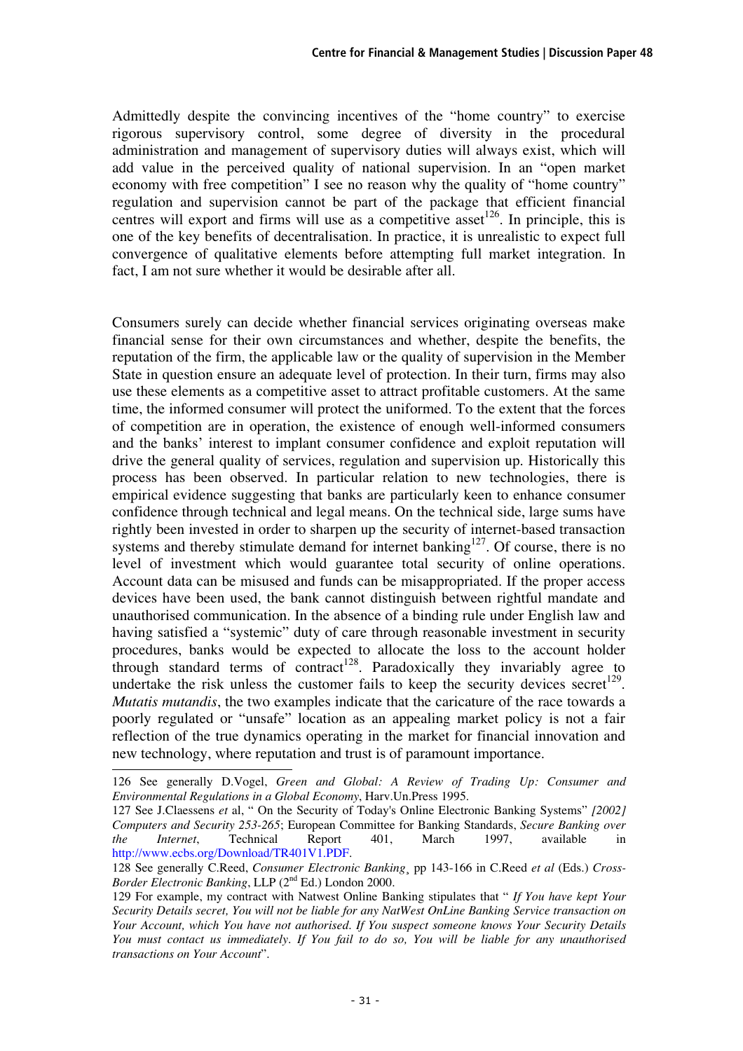Admittedly despite the convincing incentives of the "home country" to exercise rigorous supervisory control, some degree of diversity in the procedural administration and management of supervisory duties will always exist, which will add value in the perceived quality of national supervision. In an "open market economy with free competition" I see no reason why the quality of "home country" regulation and supervision cannot be part of the package that efficient financial centres will export and firms will use as a competitive asset[126]. In principle, this is one of the key benefits of decentralisation. In practice, it is unrealistic to expect full convergence of qualitative elements before attempting full market integration. In fact, I am not sure whether it would be desirable after all.

Consumers surely can decide whether financial services originating overseas make financial sense for their own circumstances and whether, despite the benefits, the reputation of the firm, the applicable law or the quality of supervision in the Member State in question ensure an adequate level of protection. In their turn, firms may also use these elements as a competitive asset to attract profitable customers. At the same time, the informed consumer will protect the uniformed. To the extent that the forces of competition are in operation, the existence of enough well-informed consumers and the banks' interest to implant consumer confidence and exploit reputation will drive the general quality of services, regulation and supervision up. Historically this process has been observed. In particular relation to new technologies, there is empirical evidence suggesting that banks are particularly keen to enhance consumer confidence through technical and legal means. On the technical side, large sums have rightly been invested in order to sharpen up the security of internet-based transaction systems and thereby stimulate demand for internet banking[127]. Of course, there is no level of investment which would guarantee total security of online operations. Account data can be misused and funds can be misappropriated. If the proper access devices have been used, the bank cannot distinguish between rightful mandate and unauthorised communication. In the absence of a binding rule under English law and having satisfied a "systemic" duty of care through reasonable investment in security procedures, banks would be expected to allocate the loss to the account holder through standard terms of contract[128]. Paradoxically they invariably agree to undertake the risk unless the customer fails to keep the security devices secret[129]. *Mutatis mutandis*, the two examples indicate that the caricature of the race towards a poorly regulated or "unsafe" location as an appealing market policy is not a fair reflection of the true dynamics operating in the market for financial innovation and new technology, where reputation and trust is of paramount importance.

---

126 See generally D.Vogel, *Green and Global: A Review of Trading Up: Consumer and Environmental Regulations in a Global Economy*, Harv.Un.Press 1995.

127 See J.Claessens *et* al, " On the Security of Today's Online Electronic Banking Systems" *[2002] Computers and Security 253-265*; European Committee for Banking Standards, *Secure Banking over the Internet*, Technical Report 401, March 1997, available in http://www.ecbs.org/Download/TR401V1.PDF.

128 See generally C.Reed, *Consumer Electronic Banking*¸ pp 143-166 in C.Reed *et al* (Eds.) *Cross-Border Electronic Banking*, LLP (2nd Ed.) London 2000.

129 For example, my contract with Natwest Online Banking stipulates that " *If You have kept Your Security Details secret, You will not be liable for any NatWest OnLine Banking Service transaction on Your Account, which You have not authorised. If You suspect someone knows Your Security Details You must contact us immediately. If You fail to do so, You will be liable for any unauthorised transactions on Your Account*".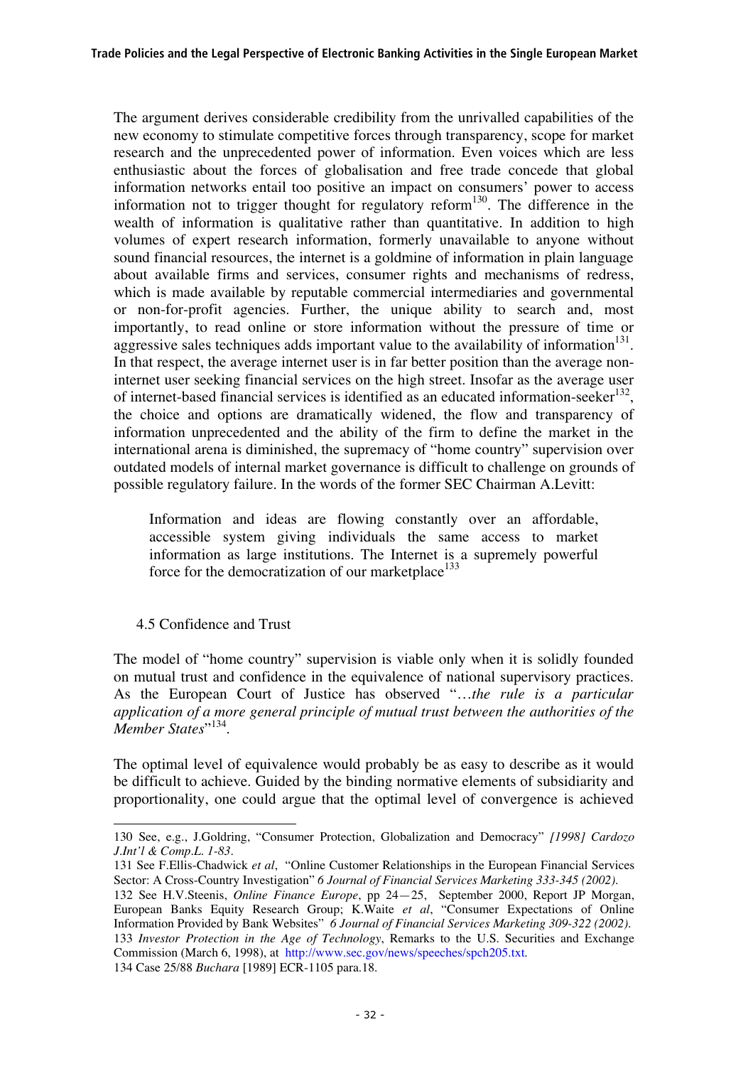The argument derives considerable credibility from the unrivalled capabilities of the new economy to stimulate competitive forces through transparency, scope for market research and the unprecedented power of information. Even voices which are less enthusiastic about the forces of globalisation and free trade concede that global information networks entail too positive an impact on consumers' power to access information not to trigger thought for regulatory reform[130]. The difference in the wealth of information is qualitative rather than quantitative. In addition to high volumes of expert research information, formerly unavailable to anyone without sound financial resources, the internet is a goldmine of information in plain language about available firms and services, consumer rights and mechanisms of redress, which is made available by reputable commercial intermediaries and governmental or non-for-profit agencies. Further, the unique ability to search and, most importantly, to read online or store information without the pressure of time or aggressive sales techniques adds important value to the availability of information[131]. In that respect, the average internet user is in far better position than the average non-internet user seeking financial services on the high street. Insofar as the average user of internet-based financial services is identified as an educated information-seeker[132], the choice and options are dramatically widened, the flow and transparency of information unprecedented and the ability of the firm to define the market in the international arena is diminished, the supremacy of "home country" supervision over outdated models of internal market governance is difficult to challenge on grounds of possible regulatory failure. In the words of the former SEC Chairman A.Levitt:

> Information and ideas are flowing constantly over an affordable, accessible system giving individuals the same access to market information as large institutions. The Internet is a supremely powerful force for the democratization of our marketplace[133]

### 4.5 Confidence and Trust

The model of "home country" supervision is viable only when it is solidly founded on mutual trust and confidence in the equivalence of national supervisory practices. As the European Court of Justice has observed "*…the rule is a particular application of a more general principle of mutual trust between the authorities of the Member States*"[134].

The optimal level of equivalence would probably be as easy to describe as it would be difficult to achieve. Guided by the binding normative elements of subsidiarity and proportionality, one could argue that the optimal level of convergence is achieved

---

130 See, e.g., J.Goldring, "Consumer Protection, Globalization and Democracy" *[1998] Cardozo J.Int'l & Comp.L. 1-83*.

131 See F.Ellis-Chadwick *et al*, "Online Customer Relationships in the European Financial Services Sector: A Cross-Country Investigation" *6 Journal of Financial Services Marketing 333-345 (2002)*.

132 See H.V.Steenis, *Online Finance Europe*, pp 24—25, September 2000, Report JP Morgan, European Banks Equity Research Group; K.Waite *et al*, "Consumer Expectations of Online Information Provided by Bank Websites" *6 Journal of Financial Services Marketing 309-322 (2002)*.

133 *Investor Protection in the Age of Technology*, Remarks to the U.S. Securities and Exchange Commission (March 6, 1998), at http://www.sec.gov/news/speeches/spch205.txt.

134 Case 25/88 *Buchara* [1989] ECR-1105 para.18.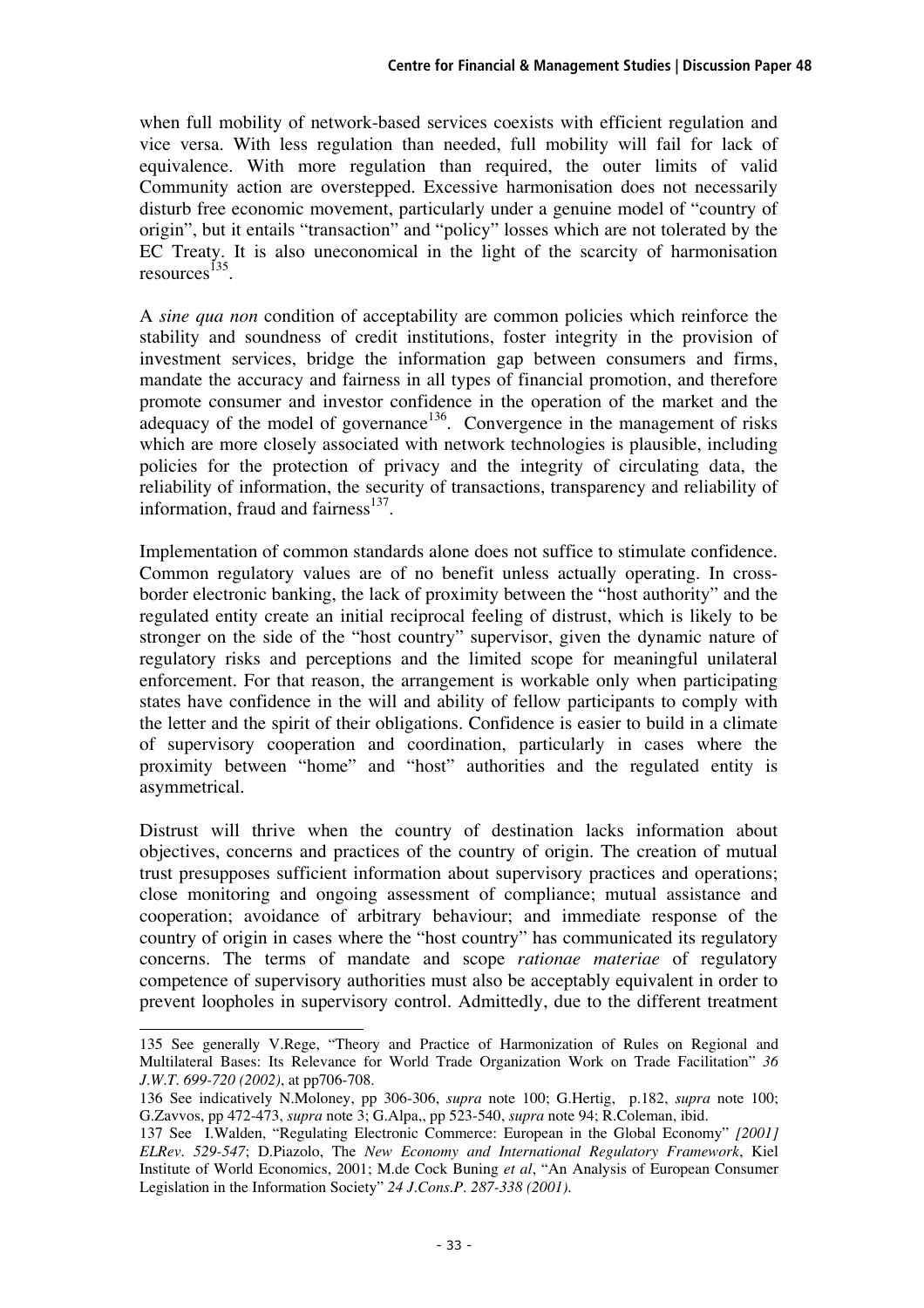when full mobility of network-based services coexists with efficient regulation and vice versa. With less regulation than needed, full mobility will fail for lack of equivalence. With more regulation than required, the outer limits of valid Community action are overstepped. Excessive harmonisation does not necessarily disturb free economic movement, particularly under a genuine model of "country of origin", but it entails "transaction" and "policy" losses which are not tolerated by the EC Treaty. It is also uneconomical in the light of the scarcity of harmonisation resources[135].

A *sine qua non* condition of acceptability are common policies which reinforce the stability and soundness of credit institutions, foster integrity in the provision of investment services, bridge the information gap between consumers and firms, mandate the accuracy and fairness in all types of financial promotion, and therefore promote consumer and investor confidence in the operation of the market and the adequacy of the model of governance[136]. Convergence in the management of risks which are more closely associated with network technologies is plausible, including policies for the protection of privacy and the integrity of circulating data, the reliability of information, the security of transactions, transparency and reliability of information, fraud and fairness[137].

Implementation of common standards alone does not suffice to stimulate confidence. Common regulatory values are of no benefit unless actually operating. In cross-border electronic banking, the lack of proximity between the "host authority" and the regulated entity create an initial reciprocal feeling of distrust, which is likely to be stronger on the side of the "host country" supervisor, given the dynamic nature of regulatory risks and perceptions and the limited scope for meaningful unilateral enforcement. For that reason, the arrangement is workable only when participating states have confidence in the will and ability of fellow participants to comply with the letter and the spirit of their obligations. Confidence is easier to build in a climate of supervisory cooperation and coordination, particularly in cases where the proximity between "home" and "host" authorities and the regulated entity is asymmetrical.

Distrust will thrive when the country of destination lacks information about objectives, concerns and practices of the country of origin. The creation of mutual trust presupposes sufficient information about supervisory practices and operations; close monitoring and ongoing assessment of compliance; mutual assistance and cooperation; avoidance of arbitrary behaviour; and immediate response of the country of origin in cases where the "host country" has communicated its regulatory concerns. The terms of mandate and scope *rationae materiae* of regulatory competence of supervisory authorities must also be acceptably equivalent in order to prevent loopholes in supervisory control. Admittedly, due to the different treatment

---

135 See generally V.Rege, "Theory and Practice of Harmonization of Rules on Regional and Multilateral Bases: Its Relevance for World Trade Organization Work on Trade Facilitation" *36 J.W.T. 699-720 (2002)*, at pp706-708.

136 See indicatively N.Moloney, pp 306-306, *supra* note 100; G.Hertig, p.182, *supra* note 100; G.Zavvos, pp 472-473, *supra* note 3; G.Alpa,, pp 523-540, *supra* note 94; R.Coleman, ibid.

137 See I.Walden, "Regulating Electronic Commerce: European in the Global Economy" *[2001] ELRev. 529-547*; D.Piazolo, The *New Economy and International Regulatory Framework*, Kiel Institute of World Economics, 2001; M.de Cock Buning *et al*, "An Analysis of European Consumer Legislation in the Information Society" *24 J.Cons.P. 287-338 (2001)*.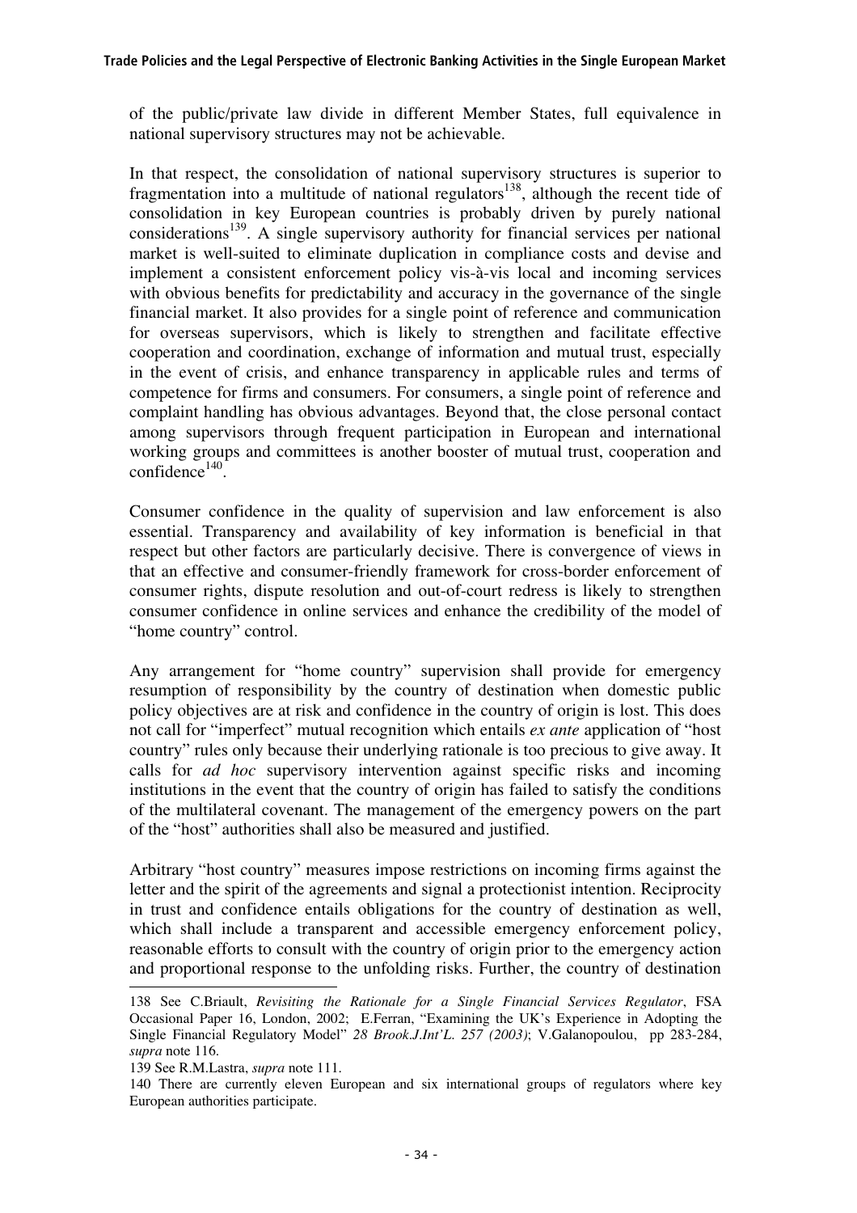of the public/private law divide in different Member States, full equivalence in national supervisory structures may not be achievable.

In that respect, the consolidation of national supervisory structures is superior to fragmentation into a multitude of national regulators[138], although the recent tide of consolidation in key European countries is probably driven by purely national considerations[139]. A single supervisory authority for financial services per national market is well-suited to eliminate duplication in compliance costs and devise and implement a consistent enforcement policy vis-à-vis local and incoming services with obvious benefits for predictability and accuracy in the governance of the single financial market. It also provides for a single point of reference and communication for overseas supervisors, which is likely to strengthen and facilitate effective cooperation and coordination, exchange of information and mutual trust, especially in the event of crisis, and enhance transparency in applicable rules and terms of competence for firms and consumers. For consumers, a single point of reference and complaint handling has obvious advantages. Beyond that, the close personal contact among supervisors through frequent participation in European and international working groups and committees is another booster of mutual trust, cooperation and confidence[140].

Consumer confidence in the quality of supervision and law enforcement is also essential. Transparency and availability of key information is beneficial in that respect but other factors are particularly decisive. There is convergence of views in that an effective and consumer-friendly framework for cross-border enforcement of consumer rights, dispute resolution and out-of-court redress is likely to strengthen consumer confidence in online services and enhance the credibility of the model of "home country" control.

Any arrangement for "home country" supervision shall provide for emergency resumption of responsibility by the country of destination when domestic public policy objectives are at risk and confidence in the country of origin is lost. This does not call for "imperfect" mutual recognition which entails *ex ante* application of "host country" rules only because their underlying rationale is too precious to give away. It calls for *ad hoc* supervisory intervention against specific risks and incoming institutions in the event that the country of origin has failed to satisfy the conditions of the multilateral covenant. The management of the emergency powers on the part of the "host" authorities shall also be measured and justified.

Arbitrary "host country" measures impose restrictions on incoming firms against the letter and the spirit of the agreements and signal a protectionist intention. Reciprocity in trust and confidence entails obligations for the country of destination as well, which shall include a transparent and accessible emergency enforcement policy, reasonable efforts to consult with the country of origin prior to the emergency action and proportional response to the unfolding risks. Further, the country of destination

---

138 See C.Briault, *Revisiting the Rationale for a Single Financial Services Regulator*, FSA Occasional Paper 16, London, 2002; E.Ferran, "Examining the UK's Experience in Adopting the Single Financial Regulatory Model" *28 Brook.J.Int'L. 257 (2003)*; V.Galanopoulou, pp 283-284, *supra* note 116.

139 See R.M.Lastra, *supra* note 111.

140 There are currently eleven European and six international groups of regulators where key European authorities participate.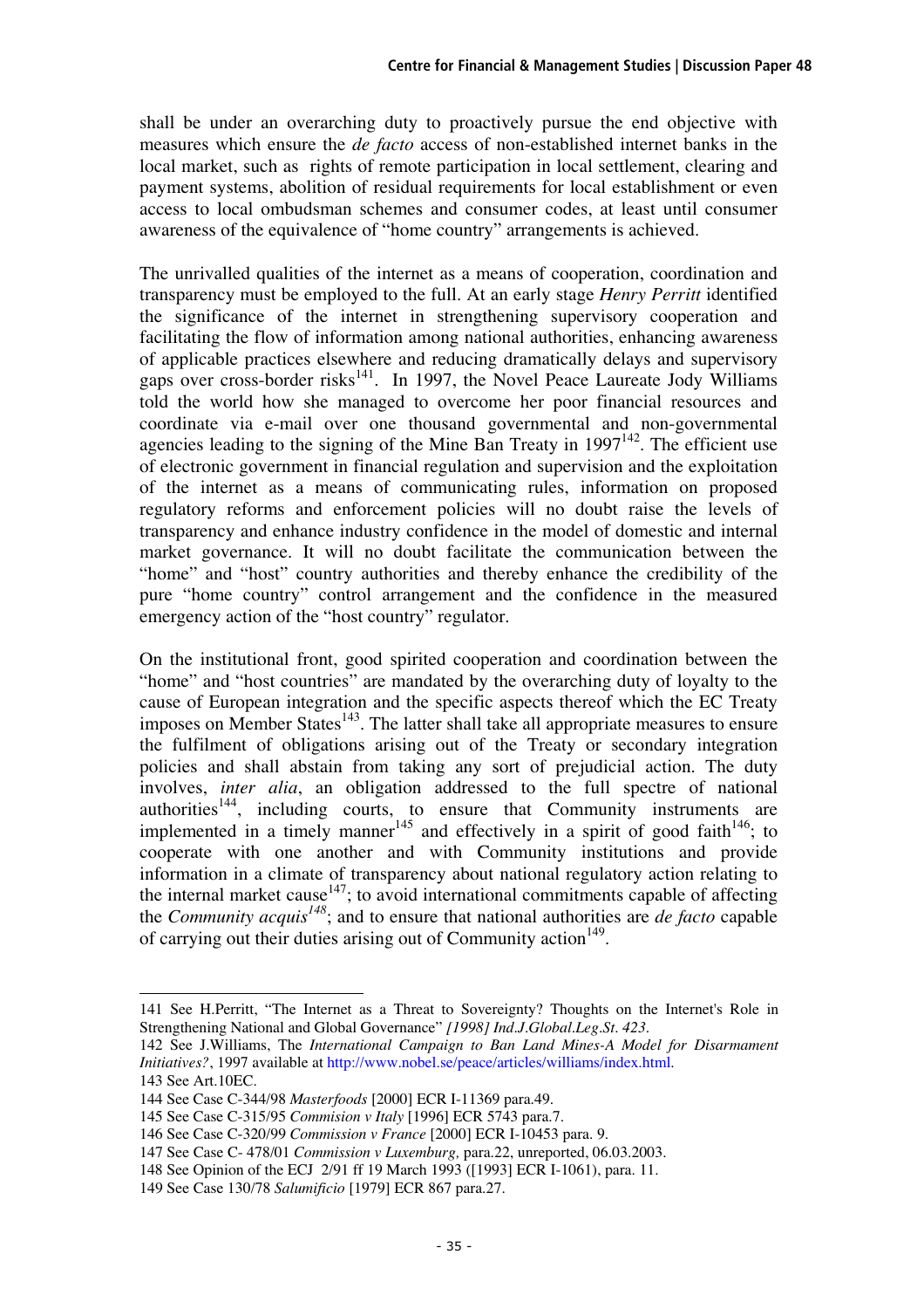shall be under an overarching duty to proactively pursue the end objective with measures which ensure the *de facto* access of non-established internet banks in the local market, such as rights of remote participation in local settlement, clearing and payment systems, abolition of residual requirements for local establishment or even access to local ombudsman schemes and consumer codes, at least until consumer awareness of the equivalence of "home country" arrangements is achieved.

The unrivalled qualities of the internet as a means of cooperation, coordination and transparency must be employed to the full. At an early stage *Henry Perritt* identified the significance of the internet in strengthening supervisory cooperation and facilitating the flow of information among national authorities, enhancing awareness of applicable practices elsewhere and reducing dramatically delays and supervisory gaps over cross-border risks[141]. In 1997, the Novel Peace Laureate Jody Williams told the world how she managed to overcome her poor financial resources and coordinate via e-mail over one thousand governmental and non-governmental agencies leading to the signing of the Mine Ban Treaty in 1997[142]. The efficient use of electronic government in financial regulation and supervision and the exploitation of the internet as a means of communicating rules, information on proposed regulatory reforms and enforcement policies will no doubt raise the levels of transparency and enhance industry confidence in the model of domestic and internal market governance. It will no doubt facilitate the communication between the "home" and "host" country authorities and thereby enhance the credibility of the pure "home country" control arrangement and the confidence in the measured emergency action of the "host country" regulator.

On the institutional front, good spirited cooperation and coordination between the "home" and "host countries" are mandated by the overarching duty of loyalty to the cause of European integration and the specific aspects thereof which the EC Treaty imposes on Member States[143]. The latter shall take all appropriate measures to ensure the fulfilment of obligations arising out of the Treaty or secondary integration policies and shall abstain from taking any sort of prejudicial action. The duty involves, *inter alia*, an obligation addressed to the full spectre of national authorities[144], including courts, to ensure that Community instruments are implemented in a timely manner[145] and effectively in a spirit of good faith[146]; to cooperate with one another and with Community institutions and provide information in a climate of transparency about national regulatory action relating to the internal market cause[147]; to avoid international commitments capable of affecting the *Community acquis*[148]; and to ensure that national authorities are *de facto* capable of carrying out their duties arising out of Community action[149].

---

141 See H.Perritt, "The Internet as a Threat to Sovereignty? Thoughts on the Internet's Role in Strengthening National and Global Governance" *[1998] Ind.J.Global.Leg.St. 423.*

142 See J.Williams, The *International Campaign to Ban Land Mines-A Model for Disarmament Initiatives?*, 1997 available at http://www.nobel.se/peace/articles/williams/index.html.

143 See Art.10EC.

144 See Case C-344/98 *Masterfoods* [2000] ECR I-11369 para.49.

145 See Case C-315/95 *Commision v Italy* [1996] ECR 5743 para.7.

146 See Case C-320/99 *Commission v France* [2000] ECR I-10453 para. 9.

147 See Case C- 478/01 *Commission v Luxemburg,* para.22, unreported, 06.03.2003.

148 See Opinion of the ECJ 2/91 ff 19 March 1993 ([1993] ECR I-1061), para. 11.

149 See Case 130/78 *Salumificio* [1979] ECR 867 para.27.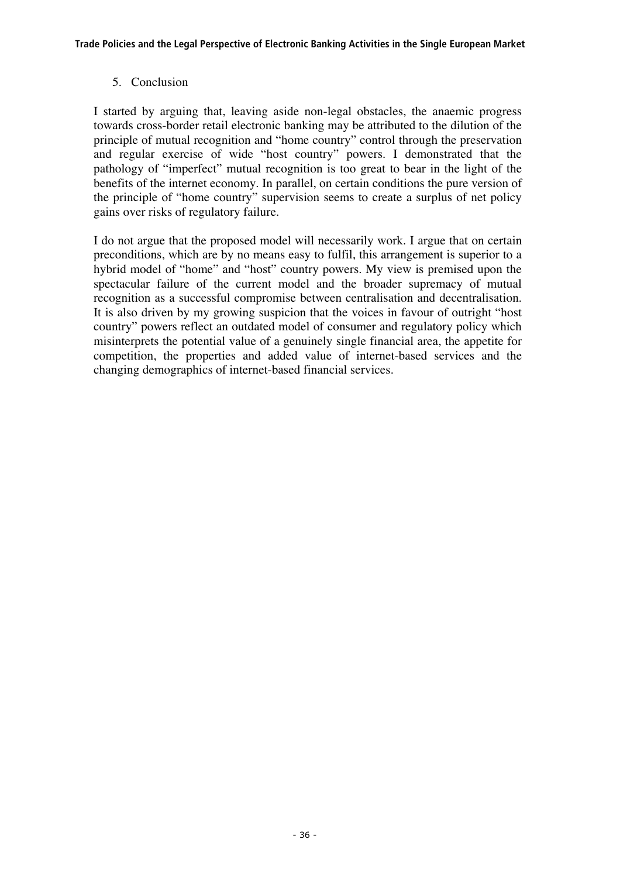## 5. Conclusion

I started by arguing that, leaving aside non-legal obstacles, the anaemic progress towards cross-border retail electronic banking may be attributed to the dilution of the principle of mutual recognition and "home country" control through the preservation and regular exercise of wide "host country" powers. I demonstrated that the pathology of "imperfect" mutual recognition is too great to bear in the light of the benefits of the internet economy. In parallel, on certain conditions the pure version of the principle of "home country" supervision seems to create a surplus of net policy gains over risks of regulatory failure.

I do not argue that the proposed model will necessarily work. I argue that on certain preconditions, which are by no means easy to fulfil, this arrangement is superior to a hybrid model of "home" and "host" country powers. My view is premised upon the spectacular failure of the current model and the broader supremacy of mutual recognition as a successful compromise between centralisation and decentralisation. It is also driven by my growing suspicion that the voices in favour of outright "host country" powers reflect an outdated model of consumer and regulatory policy which misinterprets the potential value of a genuinely single financial area, the appetite for competition, the properties and added value of internet-based services and the changing demographics of internet-based financial services.